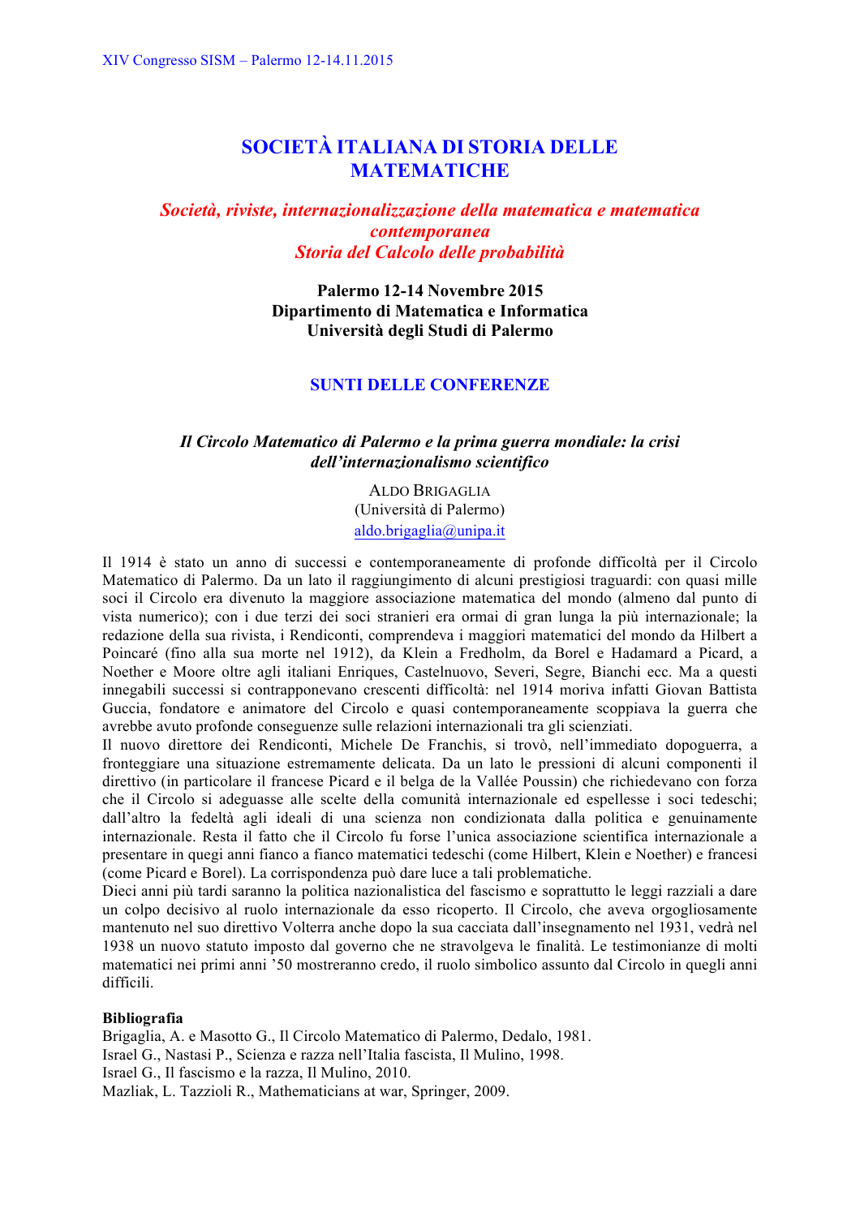# SOCIETÀ ITALIANA DI STORIA DELLE MATEMATICHE

## *Società, riviste, internazionalizzazione della matematica e matematica contemporanea*
## *Storia del Calcolo delle probabilità*

**Palermo 12-14 Novembre 2015**
**Dipartimento di Matematica e Informatica**
**Università degli Studi di Palermo**

## SUNTI DELLE CONFERENZE

### *Il Circolo Matematico di Palermo e la prima guerra mondiale: la crisi dell'internazionalismo scientifico*

ALDO BRIGAGLIA
(Università di Palermo)
aldo.brigaglia@unipa.it

Il 1914 è stato un anno di successi e contemporaneamente di profonde difficoltà per il Circolo Matematico di Palermo. Da un lato il raggiungimento di alcuni prestigiosi traguardi: con quasi mille soci il Circolo era divenuto la maggiore associazione matematica del mondo (almeno dal punto di vista numerico); con i due terzi dei soci stranieri era ormai di gran lunga la più internazionale; la redazione della sua rivista, i Rendiconti, comprendeva i maggiori matematici del mondo da Hilbert a Poincaré (fino alla sua morte nel 1912), da Klein a Fredholm, da Borel e Hadamard a Picard, a Noether e Moore oltre agli italiani Enriques, Castelnuovo, Severi, Segre, Bianchi ecc. Ma a questi innegabili successi si contrapponevano crescenti difficoltà: nel 1914 moriva infatti Giovan Battista Guccia, fondatore e animatore del Circolo e quasi contemporaneamente scoppiava la guerra che avrebbe avuto profonde conseguenze sulle relazioni internazionali tra gli scienziati.
Il nuovo direttore dei Rendiconti, Michele De Franchis, si trovò, nell'immediato dopoguerra, a fronteggiare una situazione estremamente delicata. Da un lato le pressioni di alcuni componenti il direttivo (in particolare il francese Picard e il belga de la Vallée Poussin) che richiedevano con forza che il Circolo si adeguasse alle scelte della comunità internazionale ed espellesse i soci tedeschi; dall'altro la fedeltà agli ideali di una scienza non condizionata dalla politica e genuinamente internazionale. Resta il fatto che il Circolo fu forse l'unica associazione scientifica internazionale a presentare in quegi anni fianco a fianco matematici tedeschi (come Hilbert, Klein e Noether) e francesi (come Picard e Borel). La corrispondenza può dare luce a tali problematiche.
Dieci anni più tardi saranno la politica nazionalistica del fascismo e soprattutto le leggi razziali a dare un colpo decisivo al ruolo internazionale da esso ricoperto. Il Circolo, che aveva orgogliosamente mantenuto nel suo direttivo Volterra anche dopo la sua cacciata dall'insegnamento nel 1931, vedrà nel 1938 un nuovo statuto imposto dal governo che ne stravolgeva le finalità. Le testimonianze di molti matematici nei primi anni '50 mostreranno credo, il ruolo simbolico assunto dal Circolo in quegli anni difficili.

**Bibliografia**

Brigaglia, A. e Masotto G., Il Circolo Matematico di Palermo, Dedalo, 1981.
Israel G., Nastasi P., Scienza e razza nell'Italia fascista, Il Mulino, 1998.
Israel G., Il fascismo e la razza, Il Mulino, 2010.
Mazliak, L. Tazzioli R., Mathematicians at war, Springer, 2009.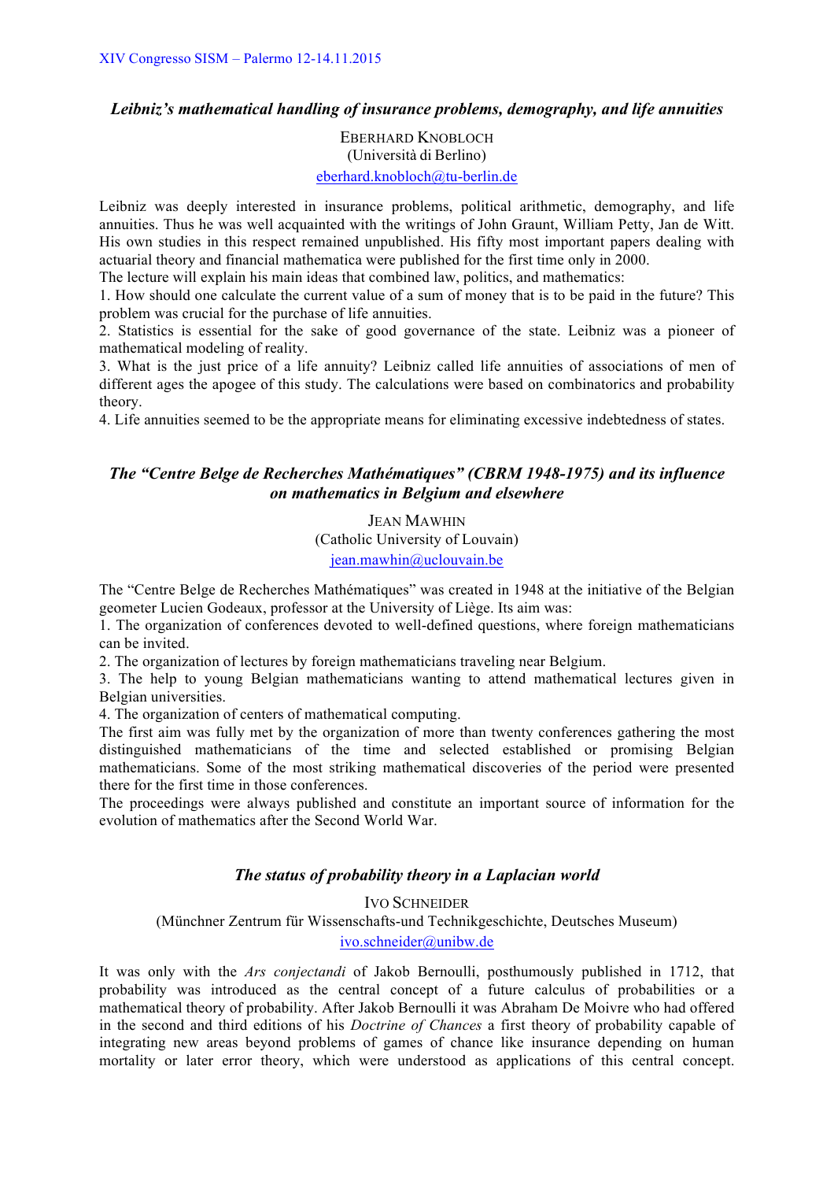### *Leibniz's mathematical handling of insurance problems, demography, and life annuities*

EBERHARD KNOBLOCH
(Università di Berlino)
eberhard.knobloch@tu-berlin.de

Leibniz was deeply interested in insurance problems, political arithmetic, demography, and life annuities. Thus he was well acquainted with the writings of John Graunt, William Petty, Jan de Witt. His own studies in this respect remained unpublished. His fifty most important papers dealing with actuarial theory and financial mathematica were published for the first time only in 2000.
The lecture will explain his main ideas that combined law, politics, and mathematics:
1. How should one calculate the current value of a sum of money that is to be paid in the future? This problem was crucial for the purchase of life annuities.
2. Statistics is essential for the sake of good governance of the state. Leibniz was a pioneer of mathematical modeling of reality.
3. What is the just price of a life annuity? Leibniz called life annuities of associations of men of different ages the apogee of this study. The calculations were based on combinatorics and probability theory.
4. Life annuities seemed to be the appropriate means for eliminating excessive indebtedness of states.

### *The "Centre Belge de Recherches Mathématiques" (CBRM 1948-1975) and its influence on mathematics in Belgium and elsewhere*

JEAN MAWHIN
(Catholic University of Louvain)
jean.mawhin@uclouvain.be

The "Centre Belge de Recherches Mathématiques" was created in 1948 at the initiative of the Belgian geometer Lucien Godeaux, professor at the University of Liège. Its aim was:
1. The organization of conferences devoted to well-defined questions, where foreign mathematicians can be invited.
2. The organization of lectures by foreign mathematicians traveling near Belgium.
3. The help to young Belgian mathematicians wanting to attend mathematical lectures given in Belgian universities.
4. The organization of centers of mathematical computing.
The first aim was fully met by the organization of more than twenty conferences gathering the most distinguished mathematicians of the time and selected established or promising Belgian mathematicians. Some of the most striking mathematical discoveries of the period were presented there for the first time in those conferences.
The proceedings were always published and constitute an important source of information for the evolution of mathematics after the Second World War.

### *The status of probability theory in a Laplacian world*

IVO SCHNEIDER
(Münchner Zentrum für Wissenschafts-und Technikgeschichte, Deutsches Museum)
ivo.schneider@unibw.de

It was only with the *Ars conjectandi* of Jakob Bernoulli, posthumously published in 1712, that probability was introduced as the central concept of a future calculus of probabilities or a mathematical theory of probability. After Jakob Bernoulli it was Abraham De Moivre who had offered in the second and third editions of his *Doctrine of Chances* a first theory of probability capable of integrating new areas beyond problems of games of chance like insurance depending on human mortality or later error theory, which were understood as applications of this central concept.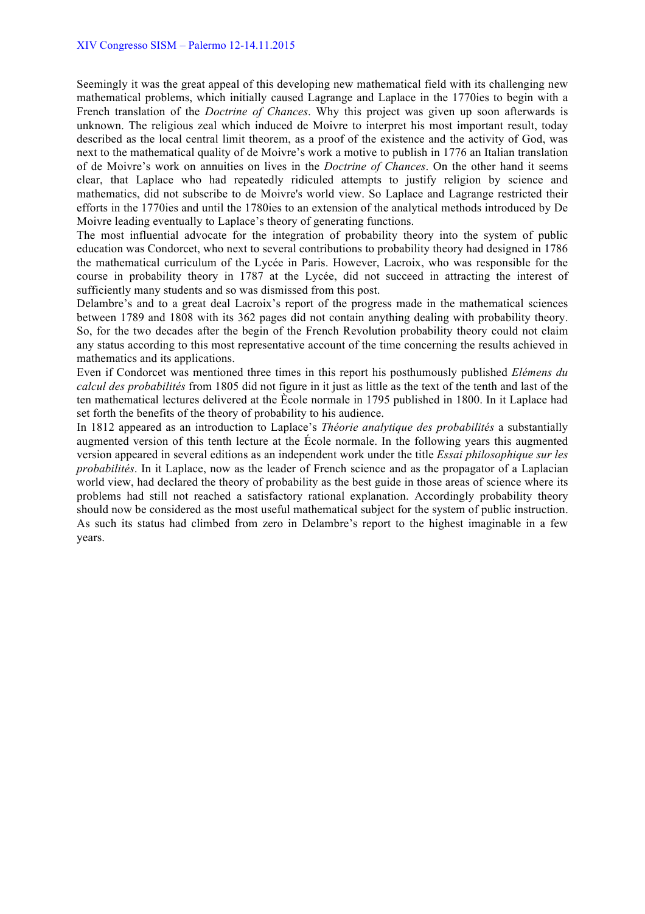Seemingly it was the great appeal of this developing new mathematical field with its challenging new mathematical problems, which initially caused Lagrange and Laplace in the 1770ies to begin with a French translation of the *Doctrine of Chances*. Why this project was given up soon afterwards is unknown. The religious zeal which induced de Moivre to interpret his most important result, today described as the local central limit theorem, as a proof of the existence and the activity of God, was next to the mathematical quality of de Moivre's work a motive to publish in 1776 an Italian translation of de Moivre's work on annuities on lives in the *Doctrine of Chances*. On the other hand it seems clear, that Laplace who had repeatedly ridiculed attempts to justify religion by science and mathematics, did not subscribe to de Moivre's world view. So Laplace and Lagrange restricted their efforts in the 1770ies and until the 1780ies to an extension of the analytical methods introduced by De Moivre leading eventually to Laplace's theory of generating functions.

The most influential advocate for the integration of probability theory into the system of public education was Condorcet, who next to several contributions to probability theory had designed in 1786 the mathematical curriculum of the Lycée in Paris. However, Lacroix, who was responsible for the course in probability theory in 1787 at the Lycée, did not succeed in attracting the interest of sufficiently many students and so was dismissed from this post.

Delambre's and to a great deal Lacroix's report of the progress made in the mathematical sciences between 1789 and 1808 with its 362 pages did not contain anything dealing with probability theory. So, for the two decades after the begin of the French Revolution probability theory could not claim any status according to this most representative account of the time concerning the results achieved in mathematics and its applications.

Even if Condorcet was mentioned three times in this report his posthumously published *Elémens du calcul des probabilités* from 1805 did not figure in it just as little as the text of the tenth and last of the ten mathematical lectures delivered at the Ècole normale in 1795 published in 1800. In it Laplace had set forth the benefits of the theory of probability to his audience.

In 1812 appeared as an introduction to Laplace's *Théorie analytique des probabilités* a substantially augmented version of this tenth lecture at the École normale. In the following years this augmented version appeared in several editions as an independent work under the title *Essai philosophique sur les probabilités*. In it Laplace, now as the leader of French science and as the propagator of a Laplacian world view, had declared the theory of probability as the best guide in those areas of science where its problems had still not reached a satisfactory rational explanation. Accordingly probability theory should now be considered as the most useful mathematical subject for the system of public instruction. As such its status had climbed from zero in Delambre's report to the highest imaginable in a few years.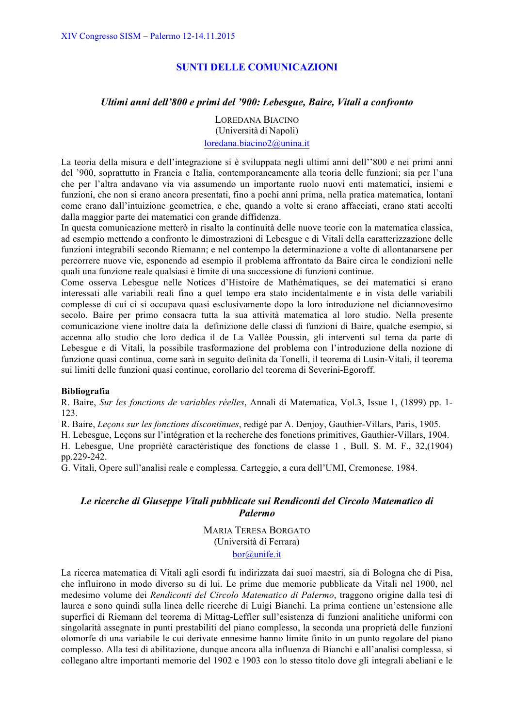## SUNTI DELLE COMUNICAZIONI

### *Ultimi anni dell'800 e primi del '900: Lebesgue, Baire, Vitali a confronto*

LOREDANA BIACINO
(Università di Napoli)
loredana.biacino2@unina.it

La teoria della misura e dell'integrazione si è sviluppata negli ultimi anni dell''800 e nei primi anni del '900, soprattutto in Francia e Italia, contemporaneamente alla teoria delle funzioni; sia per l'una che per l'altra andavano via via assumendo un importante ruolo nuovi enti matematici, insiemi e funzioni, che non si erano ancora presentati, fino a pochi anni prima, nella pratica matematica, lontani come erano dall'intuizione geometrica, e che, quando a volte si erano affacciati, erano stati accolti dalla maggior parte dei matematici con grande diffidenza.
In questa comunicazione metterò in risalto la continuità delle nuove teorie con la matematica classica, ad esempio mettendo a confronto le dimostrazioni di Lebesgue e di Vitali della caratterizzazione delle funzioni integrabili secondo Riemann; e nel contempo la determinazione a volte di allontanarsene per percorrere nuove vie, esponendo ad esempio il problema affrontato da Baire circa le condizioni nelle quali una funzione reale qualsiasi è limite di una successione di funzioni continue.
Come osserva Lebesgue nelle Notices d'Histoire de Mathématiques, se dei matematici si erano interessati alle variabili reali fino a quel tempo era stato incidentalmente e in vista delle variabili complesse di cui ci si occupava quasi esclusivamente dopo la loro introduzione nel diciannovesimo secolo. Baire per primo consacra tutta la sua attività matematica al loro studio. Nella presente comunicazione viene inoltre data la definizione delle classi di funzioni di Baire, qualche esempio, si accenna allo studio che loro dedica il de La Vallée Poussin, gli interventi sul tema da parte di Lebesgue e di Vitali, la possibile trasformazione del problema con l'introduzione della nozione di funzione quasi continua, come sarà in seguito definita da Tonelli, il teorema di Lusin-Vitali, il teorema sui limiti delle funzioni quasi continue, corollario del teorema di Severini-Egoroff.

**Bibliografia**

R. Baire, *Sur les fonctions de variables réelles*, Annali di Matematica, Vol.3, Issue 1, (1899) pp. 1-123.
R. Baire, *Leçons sur les fonctions discontinues*, redigé par A. Denjoy, Gauthier-Villars, Paris, 1905.
H. Lebesgue, Leçons sur l'intégration et la recherche des fonctions primitives, Gauthier-Villars, 1904.
H. Lebesgue, Une propriété caractéristique des fonctions de classe 1 , Bull. S. M. F., 32,(1904) pp.229-242.
G. Vitali, Opere sull'analisi reale e complessa. Carteggio, a cura dell'UMI, Cremonese, 1984.

### *Le ricerche di Giuseppe Vitali pubblicate sui Rendiconti del Circolo Matematico di Palermo*

MARIA TERESA BORGATO
(Università di Ferrara)
bor@unife.it

La ricerca matematica di Vitali agli esordi fu indirizzata dai suoi maestri, sia di Bologna che di Pisa, che influirono in modo diverso su di lui. Le prime due memorie pubblicate da Vitali nel 1900, nel medesimo volume dei *Rendiconti del Circolo Matematico di Palermo*, traggono origine dalla tesi di laurea e sono quindi sulla linea delle ricerche di Luigi Bianchi. La prima contiene un'estensione alle superfici di Riemann del teorema di Mittag-Leffler sull'esistenza di funzioni analitiche uniformi con singolarità assegnate in punti prestabiliti del piano complesso, la seconda una proprietà delle funzioni olomorfe di una variabile le cui derivate ennesime hanno limite finito in un punto regolare del piano complesso. Alla tesi di abilitazione, dunque ancora alla influenza di Bianchi e all'analisi complessa, si collegano altre importanti memorie del 1902 e 1903 con lo stesso titolo dove gli integrali abeliani e le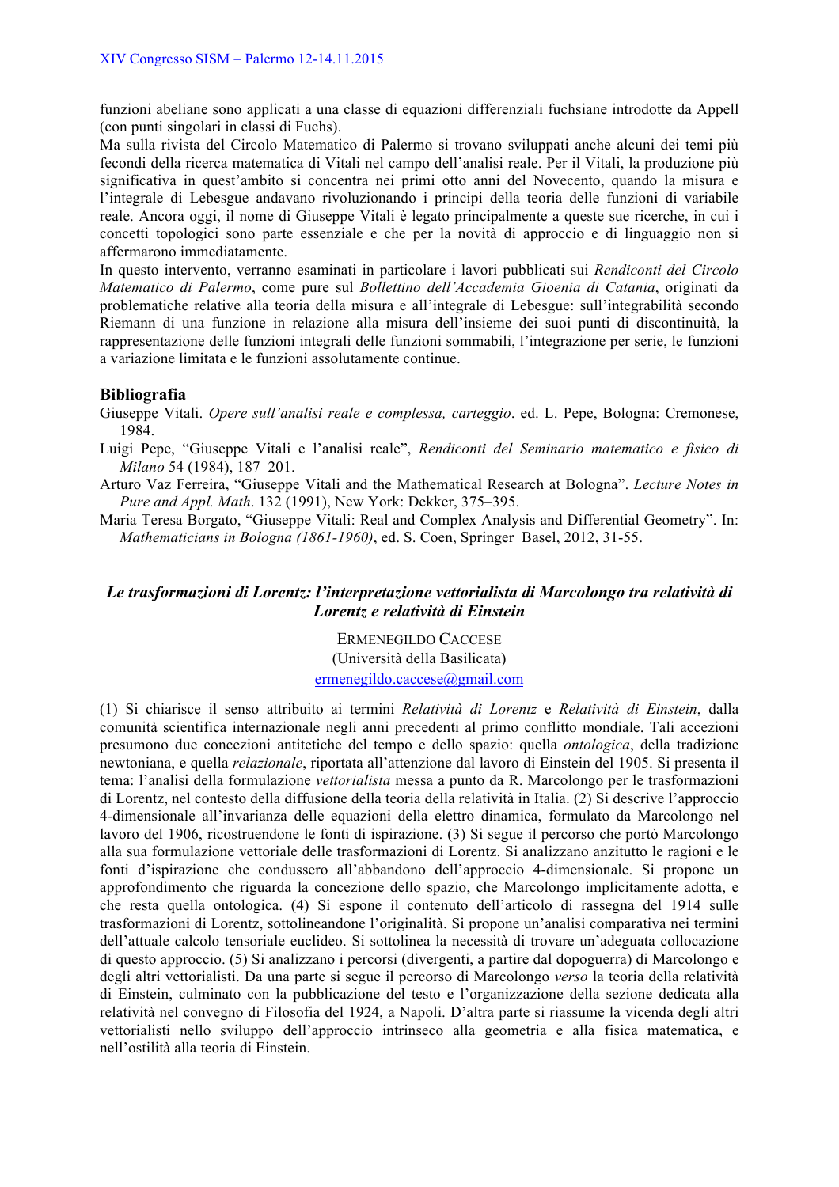funzioni abeliane sono applicati a una classe di equazioni differenziali fuchsiane introdotte da Appell (con punti singolari in classi di Fuchs).
Ma sulla rivista del Circolo Matematico di Palermo si trovano sviluppati anche alcuni dei temi più fecondi della ricerca matematica di Vitali nel campo dell'analisi reale. Per il Vitali, la produzione più significativa in quest'ambito si concentra nei primi otto anni del Novecento, quando la misura e l'integrale di Lebesgue andavano rivoluzionando i principi della teoria delle funzioni di variabile reale. Ancora oggi, il nome di Giuseppe Vitali è legato principalmente a queste sue ricerche, in cui i concetti topologici sono parte essenziale e che per la novità di approccio e di linguaggio non si affermarono immediatamente.
In questo intervento, verranno esaminati in particolare i lavori pubblicati sui *Rendiconti del Circolo Matematico di Palermo*, come pure sul *Bollettino dell'Accademia Gioenia di Catania*, originati da problematiche relative alla teoria della misura e all'integrale di Lebesgue: sull'integrabilità secondo Riemann di una funzione in relazione alla misura dell'insieme dei suoi punti di discontinuità, la rappresentazione delle funzioni integrali delle funzioni sommabili, l'integrazione per serie, le funzioni a variazione limitata e le funzioni assolutamente continue.

## Bibliografia

Giuseppe Vitali. *Opere sull'analisi reale e complessa, carteggio*. ed. L. Pepe, Bologna: Cremonese, 1984.

Luigi Pepe, "Giuseppe Vitali e l'analisi reale", *Rendiconti del Seminario matematico e fisico di Milano* 54 (1984), 187–201.

Arturo Vaz Ferreira, "Giuseppe Vitali and the Mathematical Research at Bologna". *Lecture Notes in Pure and Appl. Math*. 132 (1991), New York: Dekker, 375–395.

Maria Teresa Borgato, "Giuseppe Vitali: Real and Complex Analysis and Differential Geometry". In: *Mathematicians in Bologna (1861-1960)*, ed. S. Coen, Springer Basel, 2012, 31-55.

## *Le trasformazioni di Lorentz: l'interpretazione vettorialista di Marcolongo tra relatività di Lorentz e relatività di Einstein*

ERMENEGILDO CACCESE
(Università della Basilicata)
ermenegildo.caccese@gmail.com

(1) Si chiarisce il senso attribuito ai termini *Relatività di Lorentz* e *Relatività di Einstein*, dalla comunità scientifica internazionale negli anni precedenti al primo conflitto mondiale. Tali accezioni presumono due concezioni antitetiche del tempo e dello spazio: quella *ontologica*, della tradizione newtoniana, e quella *relazionale*, riportata all'attenzione dal lavoro di Einstein del 1905. Si presenta il tema: l'analisi della formulazione *vettorialista* messa a punto da R. Marcolongo per le trasformazioni di Lorentz, nel contesto della diffusione della teoria della relatività in Italia. (2) Si descrive l'approccio 4-dimensionale all'invarianza delle equazioni della elettro dinamica, formulato da Marcolongo nel lavoro del 1906, ricostruendone le fonti di ispirazione. (3) Si segue il percorso che portò Marcolongo alla sua formulazione vettoriale delle trasformazioni di Lorentz. Si analizzano anzitutto le ragioni e le fonti d'ispirazione che condussero all'abbandono dell'approccio 4-dimensionale. Si propone un approfondimento che riguarda la concezione dello spazio, che Marcolongo implicitamente adotta, e che resta quella ontologica. (4) Si espone il contenuto dell'articolo di rassegna del 1914 sulle trasformazioni di Lorentz, sottolineandone l'originalità. Si propone un'analisi comparativa nei termini dell'attuale calcolo tensoriale euclideo. Si sottolinea la necessità di trovare un'adeguata collocazione di questo approccio. (5) Si analizzano i percorsi (divergenti, a partire dal dopoguerra) di Marcolongo e degli altri vettorialisti. Da una parte si segue il percorso di Marcolongo *verso* la teoria della relatività di Einstein, culminato con la pubblicazione del testo e l'organizzazione della sezione dedicata alla relatività nel convegno di Filosofia del 1924, a Napoli. D'altra parte si riassume la vicenda degli altri vettorialisti nello sviluppo dell'approccio intrinseco alla geometria e alla fisica matematica, e nell'ostilità alla teoria di Einstein.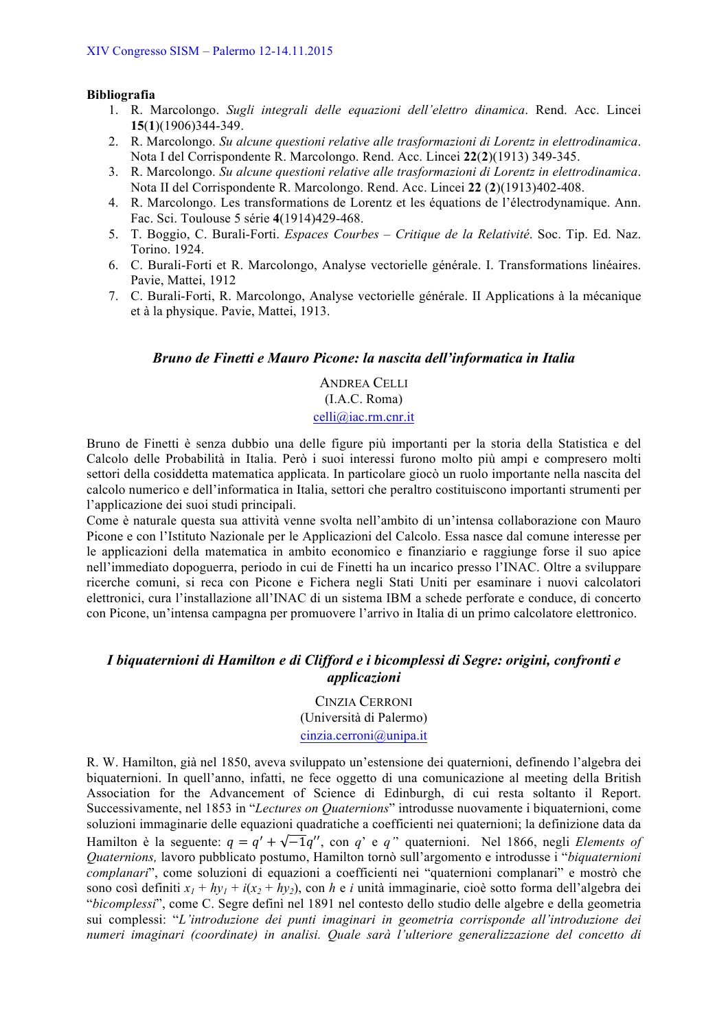**Bibliografia**

1. R. Marcolongo. *Sugli integrali delle equazioni dell'elettro dinamica*. Rend. Acc. Lincei **15**(**1**)(1906)344-349.
2. R. Marcolongo. *Su alcune questioni relative alle trasformazioni di Lorentz in elettrodinamica*. Nota I del Corrispondente R. Marcolongo. Rend. Acc. Lincei **22**(**2**)(1913) 349-345.
3. R. Marcolongo. *Su alcune questioni relative alle trasformazioni di Lorentz in elettrodinamica*. Nota II del Corrispondente R. Marcolongo. Rend. Acc. Lincei **22** (**2**)(1913)402-408.
4. R. Marcolongo. Les transformations de Lorentz et les équations de l'électrodynamique. Ann. Fac. Sci. Toulouse 5 série **4**(1914)429-468.
5. T. Boggio, C. Burali-Forti. *Espaces Courbes – Critique de la Relativité*. Soc. Tip. Ed. Naz. Torino. 1924.
6. C. Burali-Forti et R. Marcolongo, Analyse vectorielle générale. I. Transformations linéaires. Pavie, Mattei, 1912
7. C. Burali-Forti, R. Marcolongo, Analyse vectorielle générale. II Applications à la mécanique et à la physique. Pavie, Mattei, 1913.

## *Bruno de Finetti e Mauro Picone: la nascita dell'informatica in Italia*

ANDREA CELLI
(I.A.C. Roma)
celli@iac.rm.cnr.it

Bruno de Finetti è senza dubbio una delle figure più importanti per la storia della Statistica e del Calcolo delle Probabilità in Italia. Però i suoi interessi furono molto più ampi e compresero molti settori della cosiddetta matematica applicata. In particolare giocò un ruolo importante nella nascita del calcolo numerico e dell'informatica in Italia, settori che peraltro costituiscono importanti strumenti per l'applicazione dei suoi studi principali.
Come è naturale questa sua attività venne svolta nell'ambito di un'intensa collaborazione con Mauro Picone e con l'Istituto Nazionale per le Applicazioni del Calcolo. Essa nasce dal comune interesse per le applicazioni della matematica in ambito economico e finanziario e raggiunge forse il suo apice nell'immediato dopoguerra, periodo in cui de Finetti ha un incarico presso l'INAC. Oltre a sviluppare ricerche comuni, si reca con Picone e Fichera negli Stati Uniti per esaminare i nuovi calcolatori elettronici, cura l'installazione all'INAC di un sistema IBM a schede perforate e conduce, di concerto con Picone, un'intensa campagna per promuovere l'arrivo in Italia di un primo calcolatore elettronico.

## *I biquaternioni di Hamilton e di Clifford e i bicomplessi di Segre: origini, confronti e applicazioni*

CINZIA CERRONI
(Università di Palermo)
cinzia.cerroni@unipa.it

R. W. Hamilton, già nel 1850, aveva sviluppato un'estensione dei quaternioni, definendo l'algebra dei biquaternioni. In quell'anno, infatti, ne fece oggetto di una comunicazione al meeting della British Association for the Advancement of Science di Edinburgh, di cui resta soltanto il Report. Successivamente, nel 1853 in "*Lectures on Quaternions*" introdusse nuovamente i biquaternioni, come soluzioni immaginarie delle equazioni quadratiche a coefficienti nei quaternioni; la definizione data da Hamilton è la seguente: $q = q' + \sqrt{-1}q''$, con $q'$ e $q''$ quaternioni. Nel 1866, negli *Elements of Quaternions,* lavoro pubblicato postumo, Hamilton tornò sull'argomento e introdusse i "*biquaternioni complanari*", come soluzioni di equazioni a coefficienti nei "quaternioni complanari" e mostrò che sono così definiti $x_1 + hy_1 + i(x_2 + hy_2)$, con $h$ e $i$ unità immaginarie, cioè sotto forma dell'algebra dei "*bicomplessi*", come C. Segre definì nel 1891 nel contesto dello studio delle algebre e della geometria sui complessi: "*L'introduzione dei punti imaginari in geometria corrisponde all'introduzione dei numeri imaginari (coordinate) in analisi. Quale sarà l'ulteriore generalizzazione del concetto di*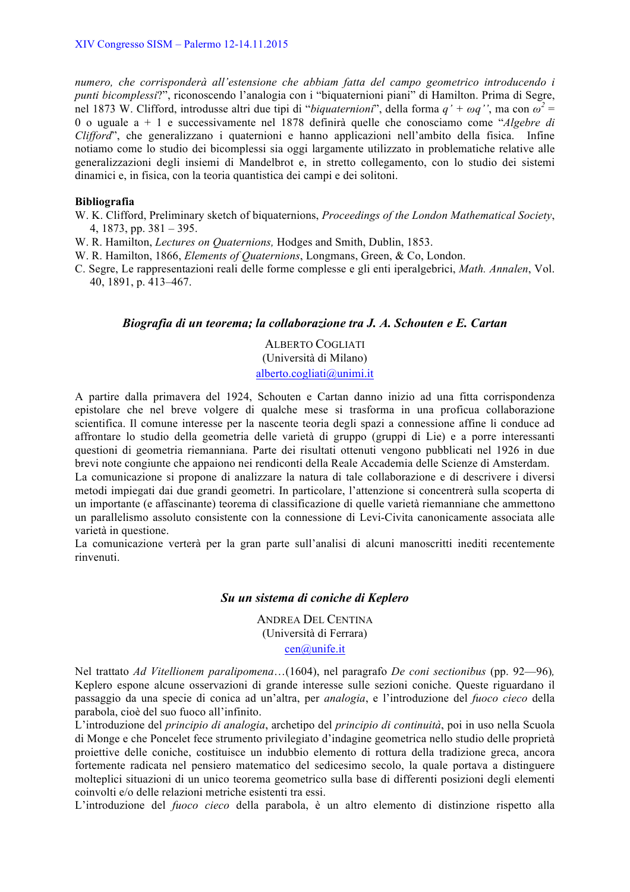*numero, che corrisponderà all'estensione che abbiam fatta del campo geometrico introducendo i punti bicomplessi*?", riconoscendo l'analogia con i "biquaternioni piani" di Hamilton. Prima di Segre, nel 1873 W. Clifford, introdusse altri due tipi di "*biquaternioni*", della forma $q' + \omega q''$, ma con $\omega^2 = 0$ o uguale a + 1 e successivamente nel 1878 definirà quelle che conosciamo come "*Algebre di Clifford*", che generalizzano i quaternioni e hanno applicazioni nell'ambito della fisica. Infine notiamo come lo studio dei bicomplessi sia oggi largamente utilizzato in problematiche relative alle generalizzazioni degli insiemi di Mandelbrot e, in stretto collegamento, con lo studio dei sistemi dinamici e, in fisica, con la teoria quantistica dei campi e dei solitoni.

**Bibliografia**

W. K. Clifford, Preliminary sketch of biquaternions, *Proceedings of the London Mathematical Society*, 4, 1873, pp. 381 – 395.

W. R. Hamilton, *Lectures on Quaternions,* Hodges and Smith, Dublin, 1853.

W. R. Hamilton, 1866, *Elements of Quaternions*, Longmans, Green, & Co, London.

C. Segre, Le rappresentazioni reali delle forme complesse e gli enti iperalgebrici, *Math. Annalen*, Vol. 40, 1891, p. 413–467.

## *Biografia di un teorema; la collaborazione tra J. A. Schouten e E. Cartan*

ALBERTO COGLIATI
(Università di Milano)
alberto.cogliati@unimi.it

A partire dalla primavera del 1924, Schouten e Cartan danno inizio ad una fitta corrispondenza epistolare che nel breve volgere di qualche mese si trasforma in una proficua collaborazione scientifica. Il comune interesse per la nascente teoria degli spazi a connessione affine li conduce ad affrontare lo studio della geometria delle varietà di gruppo (gruppi di Lie) e a porre interessanti questioni di geometria riemanniana. Parte dei risultati ottenuti vengono pubblicati nel 1926 in due brevi note congiunte che appaiono nei rendiconti della Reale Accademia delle Scienze di Amsterdam.

La comunicazione si propone di analizzare la natura di tale collaborazione e di descrivere i diversi metodi impiegati dai due grandi geometri. In particolare, l'attenzione si concentrerà sulla scoperta di un importante (e affascinante) teorema di classificazione di quelle varietà riemanniane che ammettono un parallelismo assoluto consistente con la connessione di Levi-Civita canonicamente associata alle varietà in questione.

La comunicazione verterà per la gran parte sull'analisi di alcuni manoscritti inediti recentemente rinvenuti.

## *Su un sistema di coniche di Keplero*

ANDREA DEL CENTINA
(Università di Ferrara)
cen@unife.it

Nel trattato *Ad Vitellionem paralipomena*…(1604), nel paragrafo *De coni sectionibus* (pp. 92—96)*,* Keplero espone alcune osservazioni di grande interesse sulle sezioni coniche. Queste riguardano il passaggio da una specie di conica ad un'altra, per *analogia*, e l'introduzione del *fuoco cieco* della parabola, cioè del suo fuoco all'infinito.

L'introduzione del *principio di analogia*, archetipo del *principio di continuità*, poi in uso nella Scuola di Monge e che Poncelet fece strumento privilegiato d'indagine geometrica nello studio delle proprietà proiettive delle coniche, costituisce un indubbio elemento di rottura della tradizione greca, ancora fortemente radicata nel pensiero matematico del sedicesimo secolo, la quale portava a distinguere molteplici situazioni di un unico teorema geometrico sulla base di differenti posizioni degli elementi coinvolti e/o delle relazioni metriche esistenti tra essi.

L'introduzione del *fuoco cieco* della parabola, è un altro elemento di distinzione rispetto alla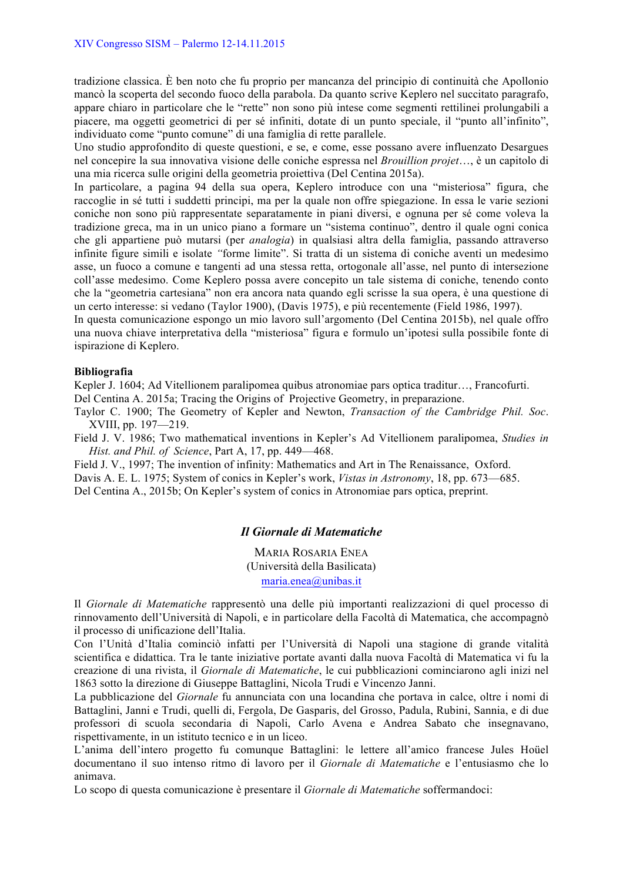tradizione classica. È ben noto che fu proprio per mancanza del principio di continuità che Apollonio mancò la scoperta del secondo fuoco della parabola. Da quanto scrive Keplero nel succitato paragrafo, appare chiaro in particolare che le "rette" non sono più intese come segmenti rettilinei prolungabili a piacere, ma oggetti geometrici di per sé infiniti, dotate di un punto speciale, il "punto all'infinito", individuato come "punto comune" di una famiglia di rette parallele.

Uno studio approfondito di queste questioni, e se, e come, esse possano avere influenzato Desargues nel concepire la sua innovativa visione delle coniche espressa nel *Brouillion projet*…, è un capitolo di una mia ricerca sulle origini della geometria proiettiva (Del Centina 2015a).

In particolare, a pagina 94 della sua opera, Keplero introduce con una "misteriosa" figura, che raccoglie in sé tutti i suddetti principi, ma per la quale non offre spiegazione. In essa le varie sezioni coniche non sono più rappresentate separatamente in piani diversi, e ognuna per sé come voleva la tradizione greca, ma in un unico piano a formare un "sistema continuo", dentro il quale ogni conica che gli appartiene può mutarsi (per *analogia*) in qualsiasi altra della famiglia, passando attraverso infinite figure simili e isolate "forme limite". Si tratta di un sistema di coniche aventi un medesimo asse, un fuoco a comune e tangenti ad una stessa retta, ortogonale all'asse, nel punto di intersezione coll'asse medesimo. Come Keplero possa avere concepito un tale sistema di coniche, tenendo conto che la "geometria cartesiana" non era ancora nata quando egli scrisse la sua opera, è una questione di un certo interesse: si vedano (Taylor 1900), (Davis 1975), e più recentemente (Field 1986, 1997).

In questa comunicazione espongo un mio lavoro sull'argomento (Del Centina 2015b), nel quale offro una nuova chiave interpretativa della "misteriosa" figura e formulo un'ipotesi sulla possibile fonte di ispirazione di Keplero.

**Bibliografia**

Kepler J. 1604; Ad Vitellionem paralipomea quibus atronomiae pars optica traditur…, Francofurti.

Del Centina A. 2015a; Tracing the Origins of Projective Geometry, in preparazione.

Taylor C. 1900; The Geometry of Kepler and Newton, *Transaction of the Cambridge Phil. Soc*. XVIII, pp. 197—219.

Field J. V. 1986; Two mathematical inventions in Kepler's Ad Vitellionem paralipomea, *Studies in Hist. and Phil. of Science*, Part A, 17, pp. 449—468.

Field J. V., 1997; The invention of infinity: Mathematics and Art in The Renaissance, Oxford.

Davis A. E. L. 1975; System of conics in Kepler's work, *Vistas in Astronomy*, 18, pp. 673—685.

Del Centina A., 2015b; On Kepler's system of conics in Atronomiae pars optica, preprint.

## *Il Giornale di Matematiche*

MARIA ROSARIA ENEA
(Università della Basilicata)
maria.enea@unibas.it

Il *Giornale di Matematiche* rappresentò una delle più importanti realizzazioni di quel processo di rinnovamento dell'Università di Napoli, e in particolare della Facoltà di Matematica, che accompagnò il processo di unificazione dell'Italia.

Con l'Unità d'Italia cominciò infatti per l'Università di Napoli una stagione di grande vitalità scientifica e didattica. Tra le tante iniziative portate avanti dalla nuova Facoltà di Matematica vi fu la creazione di una rivista, il *Giornale di Matematiche*, le cui pubblicazioni cominciarono agli inizi nel 1863 sotto la direzione di Giuseppe Battaglini, Nicola Trudi e Vincenzo Janni.

La pubblicazione del *Giornale* fu annunciata con una locandina che portava in calce, oltre i nomi di Battaglini, Janni e Trudi, quelli di, Fergola, De Gasparis, del Grosso, Padula, Rubini, Sannia, e di due professori di scuola secondaria di Napoli, Carlo Avena e Andrea Sabato che insegnavano, rispettivamente, in un istituto tecnico e in un liceo.

L'anima dell'intero progetto fu comunque Battaglini: le lettere all'amico francese Jules Hoüel documentano il suo intenso ritmo di lavoro per il *Giornale di Matematiche* e l'entusiasmo che lo animava.

Lo scopo di questa comunicazione è presentare il *Giornale di Matematiche* soffermandoci: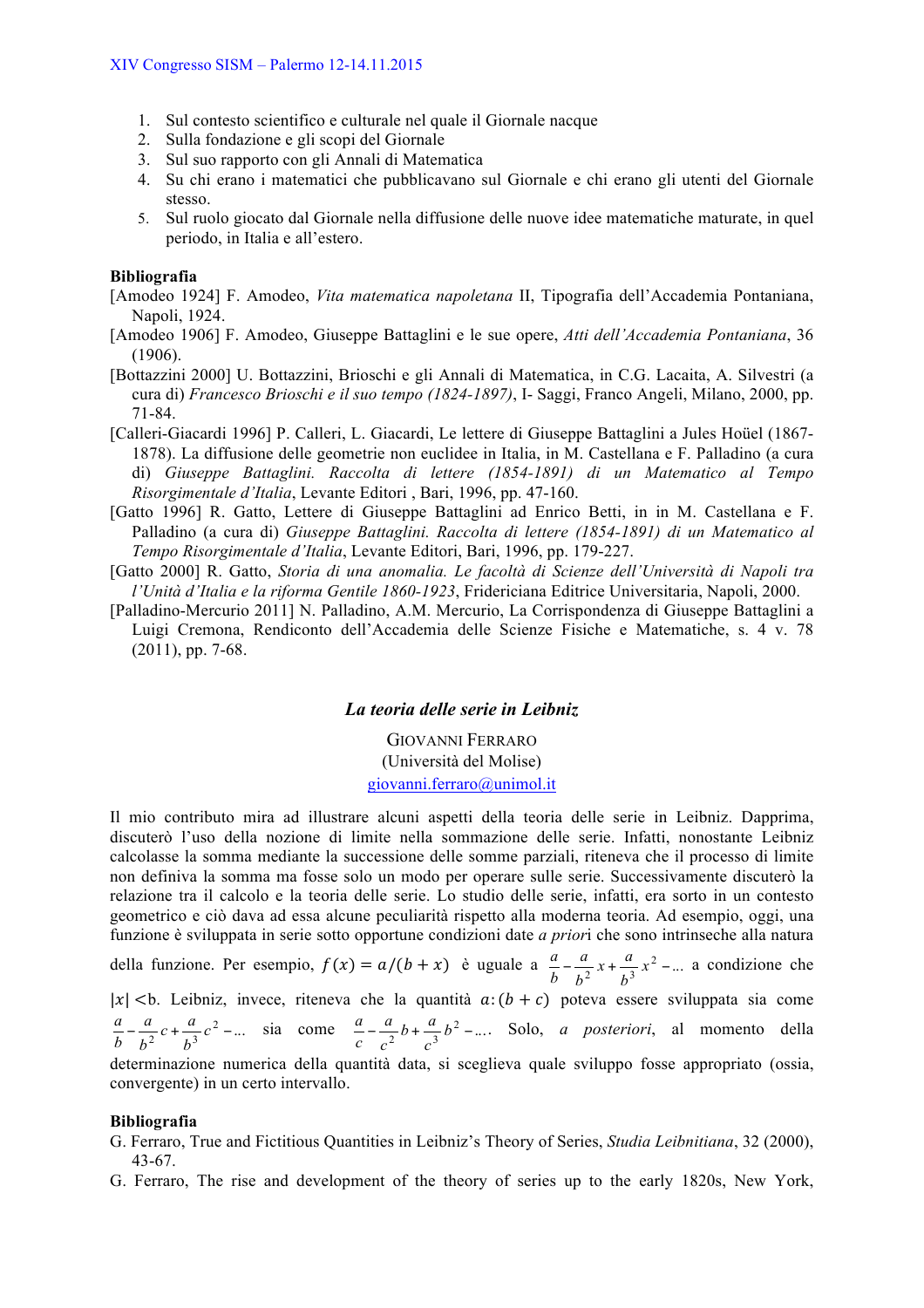1. Sul contesto scientifico e culturale nel quale il Giornale nacque
2. Sulla fondazione e gli scopi del Giornale
3. Sul suo rapporto con gli Annali di Matematica
4. Su chi erano i matematici che pubblicavano sul Giornale e chi erano gli utenti del Giornale stesso.
5. Sul ruolo giocato dal Giornale nella diffusione delle nuove idee matematiche maturate, in quel periodo, in Italia e all'estero.

**Bibliografia**

[Amodeo 1924] F. Amodeo, *Vita matematica napoletana* II, Tipografia dell'Accademia Pontaniana, Napoli, 1924.

[Amodeo 1906] F. Amodeo, Giuseppe Battaglini e le sue opere, *Atti dell'Accademia Pontaniana*, 36 (1906).

[Bottazzini 2000] U. Bottazzini, Brioschi e gli Annali di Matematica, in C.G. Lacaita, A. Silvestri (a cura di) *Francesco Brioschi e il suo tempo (1824-1897)*, I- Saggi, Franco Angeli, Milano, 2000, pp. 71-84.

[Calleri-Giacardi 1996] P. Calleri, L. Giacardi, Le lettere di Giuseppe Battaglini a Jules Hoüel (1867-1878). La diffusione delle geometrie non euclidee in Italia, in M. Castellana e F. Palladino (a cura di) *Giuseppe Battaglini. Raccolta di lettere (1854-1891) di un Matematico al Tempo Risorgimentale d'Italia*, Levante Editori , Bari, 1996, pp. 47-160.

[Gatto 1996] R. Gatto, Lettere di Giuseppe Battaglini ad Enrico Betti, in in M. Castellana e F. Palladino (a cura di) *Giuseppe Battaglini. Raccolta di lettere (1854-1891) di un Matematico al Tempo Risorgimentale d'Italia*, Levante Editori, Bari, 1996, pp. 179-227.

[Gatto 2000] R. Gatto, *Storia di una anomalia. Le facoltà di Scienze dell'Università di Napoli tra l'Unità d'Italia e la riforma Gentile 1860-1923*, Fridericiana Editrice Universitaria, Napoli, 2000.

[Palladino-Mercurio 2011] N. Palladino, A.M. Mercurio, La Corrispondenza di Giuseppe Battaglini a Luigi Cremona, Rendiconto dell'Accademia delle Scienze Fisiche e Matematiche, s. 4 v. 78 (2011), pp. 7-68.

## *La teoria delle serie in Leibniz*

GIOVANNI FERRARO
(Università del Molise)
giovanni.ferraro@unimol.it

Il mio contributo mira ad illustrare alcuni aspetti della teoria delle serie in Leibniz. Dapprima, discuterò l'uso della nozione di limite nella sommazione delle serie. Infatti, nonostante Leibniz calcolasse la somma mediante la successione delle somme parziali, riteneva che il processo di limite non definiva la somma ma fosse solo un modo per operare sulle serie. Successivamente discuterò la relazione tra il calcolo e la teoria delle serie. Lo studio delle serie, infatti, era sorto in un contesto geometrico e ciò dava ad essa alcune peculiarità rispetto alla moderna teoria. Ad esempio, oggi, una funzione è sviluppata in serie sotto opportune condizioni date *a priori* che sono intrinseche alla natura della funzione. Per esempio, $f(x) = a/(b + x)$ è uguale a $\frac{a}{b} - \frac{a}{b^2}x + \frac{a}{b^3}x^2 - ...$ a condizione che $|x| < b$. Leibniz, invece, riteneva che la quantità $a:(b + c)$ poteva essere sviluppata sia come $\frac{a}{b} - \frac{a}{b^2}c + \frac{a}{b^3}c^2 - ...$ sia come $\frac{a}{c} - \frac{a}{c^2}b + \frac{a}{c^3}b^2 - ...$. Solo, *a posteriori*, al momento della determinazione numerica della quantità data, si sceglieva quale sviluppo fosse appropriato (ossia, convergente) in un certo intervallo.

**Bibliografia**

G. Ferraro, True and Fictitious Quantities in Leibniz's Theory of Series, *Studia Leibnitiana*, 32 (2000), 43-67.

G. Ferraro, The rise and development of the theory of series up to the early 1820s, New York,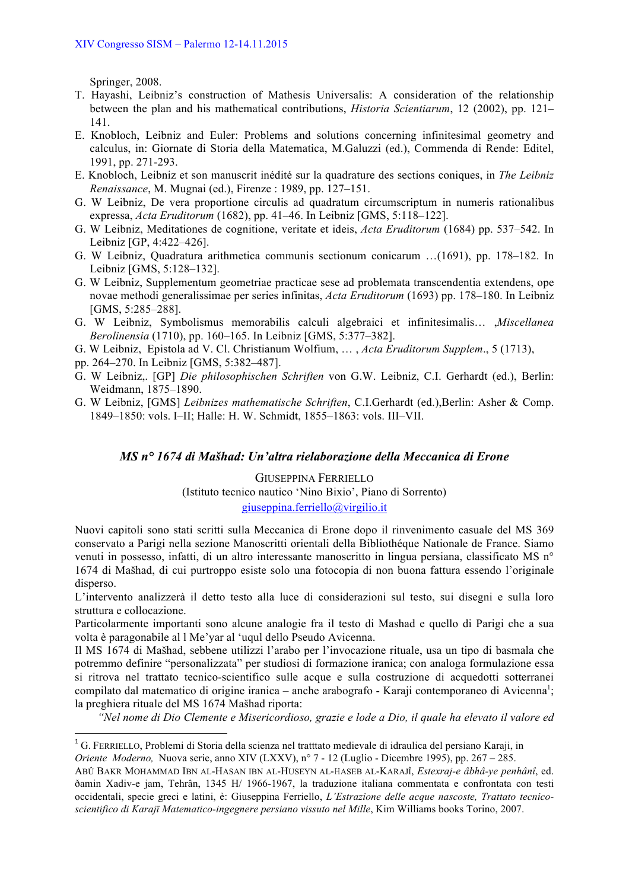Springer, 2008.

T. Hayashi, Leibniz's construction of Mathesis Universalis: A consideration of the relationship between the plan and his mathematical contributions, *Historia Scientiarum*, 12 (2002), pp. 121–141.

E. Knobloch, Leibniz and Euler: Problems and solutions concerning infinitesimal geometry and calculus, in: Giornate di Storia della Matematica, M.Galuzzi (ed.), Commenda di Rende: Editel, 1991, pp. 271-293.

E. Knobloch, Leibniz et son manuscrit inédité sur la quadrature des sections coniques, in *The Leibniz Renaissance*, M. Mugnai (ed.), Firenze : 1989, pp. 127–151.

G. W Leibniz, De vera proportione circulis ad quadratum circumscriptum in numeris rationalibus expressa, *Acta Eruditorum* (1682), pp. 41–46. In Leibniz [GMS, 5:118–122].

G. W Leibniz, Meditationes de cognitione, veritate et ideis, *Acta Eruditorum* (1684) pp. 537–542. In Leibniz [GP, 4:422–426].

G. W Leibniz, Quadratura arithmetica communis sectionum conicarum …(1691), pp. 178–182. In Leibniz [GMS, 5:128–132].

G. W Leibniz, Supplementum geometriae practicae sese ad problemata transcendentia extendens, ope novae methodi generalissimae per series infinitas, *Acta Eruditorum* (1693) pp. 178–180. In Leibniz [GMS, 5:285–288].

G. W Leibniz, Symbolismus memorabilis calculi algebraici et infinitesimalis… ,*Miscellanea Berolinensia* (1710), pp. 160–165. In Leibniz [GMS, 5:377–382].

G. W Leibniz, Epistola ad V. Cl. Christianum Wolfium, … , *Acta Eruditorum Supplem*., 5 (1713), pp. 264–270. In Leibniz [GMS, 5:382–487].

G. W Leibniz,. [GP] *Die philosophischen Schriften* von G.W. Leibniz, C.I. Gerhardt (ed.), Berlin: Weidmann, 1875–1890.

G. W Leibniz, [GMS] *Leibnizes mathematische Schriften*, C.I.Gerhardt (ed.),Berlin: Asher & Comp. 1849–1850: vols. I–II; Halle: H. W. Schmidt, 1855–1863: vols. III–VII.

## *MS n° 1674 di Mašhad: Un'altra rielaborazione della Meccanica di Erone*

GIUSEPPINA FERRIELLO
(Istituto tecnico nautico 'Nino Bixio', Piano di Sorrento)
giuseppina.ferriello@virgilio.it

Nuovi capitoli sono stati scritti sulla Meccanica di Erone dopo il rinvenimento casuale del MS 369 conservato a Parigi nella sezione Manoscritti orientali della Bibliothéque Nationale de France. Siamo venuti in possesso, infatti, di un altro interessante manoscritto in lingua persiana, classificato MS n° 1674 di Mašhad, di cui purtroppo esiste solo una fotocopia di non buona fattura essendo l'originale disperso.

L'intervento analizzerà il detto testo alla luce di considerazioni sul testo, sui disegni e sulla loro struttura e collocazione.

Particolarmente importanti sono alcune analogie fra il testo di Mashad e quello di Parigi che a sua volta è paragonabile al l Me'yar al 'uqul dello Pseudo Avicenna.

Il MS 1674 di Mašhad, sebbene utilizzi l'arabo per l'invocazione rituale, usa un tipo di basmala che potremmo definire "personalizzata" per studiosi di formazione iranica; con analoga formulazione essa si ritrova nel trattato tecnico-scientifico sulle acque e sulla costruzione di acquedotti sotterranei compilato dal matematico di origine iranica – anche arabografo - Karaji contemporaneo di Avicenna[1]; la preghiera rituale del MS 1674 Mašhad riporta:

*"Nel nome di Dio Clemente e Misericordioso, grazie e lode a Dio, il quale ha elevato il valore ed*

---

[1] G. FERRIELLO, Problemi di Storia della scienza nel tratttato medievale di idraulica del persiano Karaji, in *Oriente Moderno,* Nuova serie, anno XIV (LXXV), n° 7 - 12 (Luglio - Dicembre 1995), pp. 267 – 285.
ABÛ BAKR MOHAMMAD IBN AL-HASAN IBN AL-HUSEYN AL-HASEB AL-KARAJÎ, *Estexraj-e âbhâ-ye penhânî*, ed. ðamin Xadiv-e jam, Tehrân, 1345 H/ 1966-1967, la traduzione italiana commentata e confrontata con testi occidentali, specie greci e latini, è: Giuseppina Ferriello, *L'Estrazione delle acque nascoste, Trattato tecnico-scientifico di Karajī Matematico-ingegnere persiano vissuto nel Mille*, Kim Williams books Torino, 2007.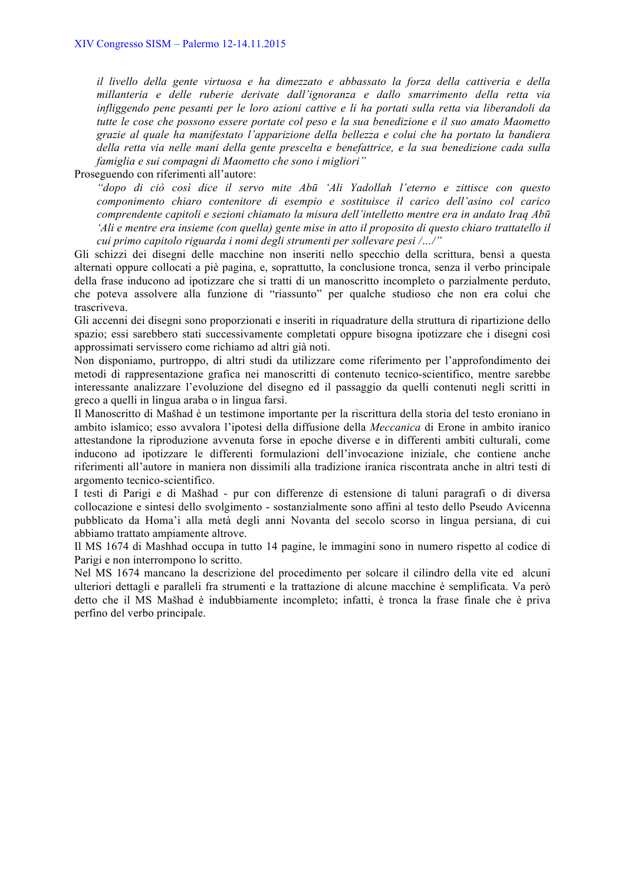*il livello della gente virtuosa e ha dimezzato e abbassato la forza della cattiveria e della millanteria e delle ruberie derivate dall'ignoranza e dallo smarrimento della retta via infliggendo pene pesanti per le loro azioni cattive e li ha portati sulla retta via liberandoli da tutte le cose che possono essere portate col peso e la sua benedizione e il suo amato Maometto grazie al quale ha manifestato l'apparizione della bellezza e colui che ha portato la bandiera della retta via nelle mani della gente prescelta e benefattrice, e la sua benedizione cada sulla famiglia e sui compagni di Maometto che sono i migliori"*

Proseguendo con riferimenti all'autore:

> *"dopo di ciò così dice il servo mite Abū 'Ali Yadollah l'eterno e zittisce con questo componimento chiaro contenitore di esempio e sostituisce il carico dell'asino col carico comprendente capitoli e sezioni chiamato la misura dell'intelletto mentre era in andato Iraq Abū 'Ali e mentre era insieme (con quella) gente mise in atto il proposito di questo chiaro trattatello il cui primo capitolo riguarda i nomi degli strumenti per sollevare pesi /…/"*

Gli schizzi dei disegni delle macchine non inseriti nello specchio della scrittura, bensì a questa alternati oppure collocati a piè pagina, e, soprattutto, la conclusione tronca, senza il verbo principale della frase inducono ad ipotizzare che si tratti di un manoscritto incompleto o parzialmente perduto, che poteva assolvere alla funzione di "riassunto" per qualche studioso che non era colui che trascriveva.

Gli accenni dei disegni sono proporzionati e inseriti in riquadrature della struttura di ripartizione dello spazio; essi sarebbero stati successivamente completati oppure bisogna ipotizzare che i disegni così approssimati servissero come richiamo ad altri già noti.

Non disponiamo, purtroppo, di altri studi da utilizzare come riferimento per l'approfondimento dei metodi di rappresentazione grafica nei manoscritti di contenuto tecnico-scientifico, mentre sarebbe interessante analizzare l'evoluzione del disegno ed il passaggio da quelli contenuti negli scritti in greco a quelli in lingua araba o in lingua farsì.

Il Manoscritto di Mašhad è un testimone importante per la riscrittura della storia del testo eroniano in ambito islamico; esso avvalora l'ipotesi della diffusione della *Meccanica* di Erone in ambito iranico attestandone la riproduzione avvenuta forse in epoche diverse e in differenti ambiti culturali, come inducono ad ipotizzare le differenti formulazioni dell'invocazione iniziale, che contiene anche riferimenti all'autore in maniera non dissimili alla tradizione iranica riscontrata anche in altri testi di argomento tecnico-scientifico.

I testi di Parigi e di Mašhad - pur con differenze di estensione di taluni paragrafi o di diversa collocazione e sintesi dello svolgimento - sostanzialmente sono affini al testo dello Pseudo Avicenna pubblicato da Homa'i alla metà degli anni Novanta del secolo scorso in lingua persiana, di cui abbiamo trattato ampiamente altrove.

Il MS 1674 di Mashhad occupa in tutto 14 pagine, le immagini sono in numero rispetto al codice di Parigi e non interrompono lo scritto.

Nel MS 1674 mancano la descrizione del procedimento per solcare il cilindro della vite ed alcuni ulteriori dettagli e paralleli fra strumenti e la trattazione di alcune macchine è semplificata. Va però detto che il MS Mašhad è indubbiamente incompleto; infatti, è tronca la frase finale che è priva perfino del verbo principale.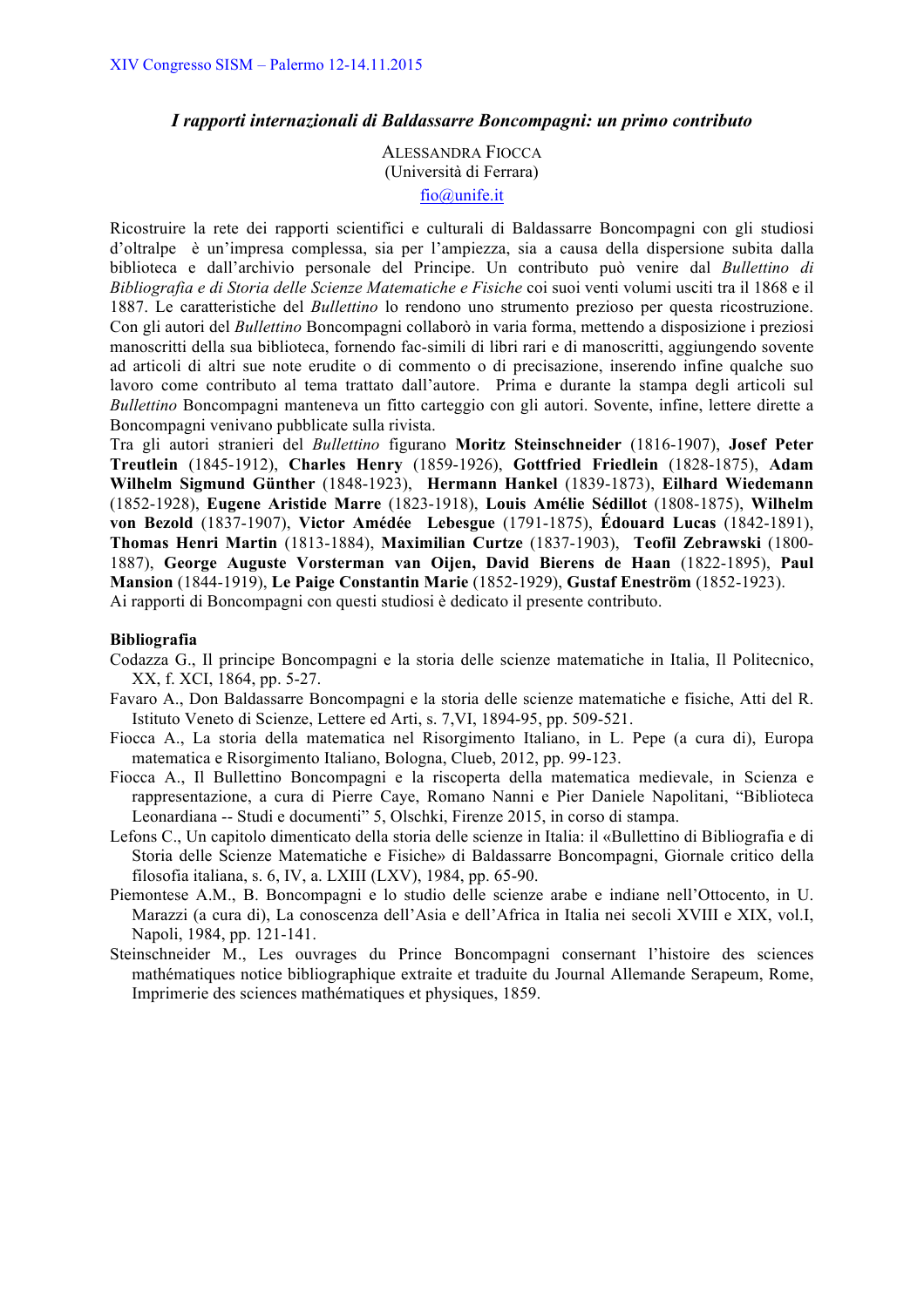## *I rapporti internazionali di Baldassarre Boncompagni: un primo contributo*

ALESSANDRA FIOCCA
(Università di Ferrara)
fio@unife.it

Ricostruire la rete dei rapporti scientifici e culturali di Baldassarre Boncompagni con gli studiosi d'oltralpe è un'impresa complessa, sia per l'ampiezza, sia a causa della dispersione subita dalla biblioteca e dall'archivio personale del Principe. Un contributo può venire dal *Bullettino di Bibliografia e di Storia delle Scienze Matematiche e Fisiche* coi suoi venti volumi usciti tra il 1868 e il 1887. Le caratteristiche del *Bullettino* lo rendono uno strumento prezioso per questa ricostruzione. Con gli autori del *Bullettino* Boncompagni collaborò in varia forma, mettendo a disposizione i preziosi manoscritti della sua biblioteca, fornendo fac-simili di libri rari e di manoscritti, aggiungendo sovente ad articoli di altri sue note erudite o di commento o di precisazione, inserendo infine qualche suo lavoro come contributo al tema trattato dall'autore. Prima e durante la stampa degli articoli sul *Bullettino* Boncompagni manteneva un fitto carteggio con gli autori. Sovente, infine, lettere dirette a Boncompagni venivano pubblicate sulla rivista.

Tra gli autori stranieri del *Bullettino* figurano **Moritz Steinschneider** (1816-1907), **Josef Peter Treutlein** (1845-1912), **Charles Henry** (1859-1926), **Gottfried Friedlein** (1828-1875), **Adam Wilhelm Sigmund Günther** (1848-1923), **Hermann Hankel** (1839-1873), **Eilhard Wiedemann** (1852-1928), **Eugene Aristide Marre** (1823-1918), **Louis Amélie Sédillot** (1808-1875), **Wilhelm von Bezold** (1837-1907), **Victor Amédée Lebesgue** (1791-1875), **Édouard Lucas** (1842-1891), **Thomas Henri Martin** (1813-1884), **Maximilian Curtze** (1837-1903), **Teofil Zebrawski** (1800-1887), **George Auguste Vorsterman van Oijen, David Bierens de Haan** (1822-1895), **Paul Mansion** (1844-1919), **Le Paige Constantin Marie** (1852-1929), **Gustaf Eneström** (1852-1923).

Ai rapporti di Boncompagni con questi studiosi è dedicato il presente contributo.

**Bibliografia**

Codazza G., Il principe Boncompagni e la storia delle scienze matematiche in Italia, Il Politecnico, XX, f. XCI, 1864, pp. 5-27.

Favaro A., Don Baldassarre Boncompagni e la storia delle scienze matematiche e fisiche, Atti del R. Istituto Veneto di Scienze, Lettere ed Arti, s. 7,VI, 1894-95, pp. 509-521.

Fiocca A., La storia della matematica nel Risorgimento Italiano, in L. Pepe (a cura di), Europa matematica e Risorgimento Italiano, Bologna, Clueb, 2012, pp. 99-123.

Fiocca A., Il Bullettino Boncompagni e la riscoperta della matematica medievale, in Scienza e rappresentazione, a cura di Pierre Caye, Romano Nanni e Pier Daniele Napolitani, "Biblioteca Leonardiana -- Studi e documenti" 5, Olschki, Firenze 2015, in corso di stampa.

Lefons C., Un capitolo dimenticato della storia delle scienze in Italia: il «Bullettino di Bibliografia e di Storia delle Scienze Matematiche e Fisiche» di Baldassarre Boncompagni, Giornale critico della filosofia italiana, s. 6, IV, a. LXIII (LXV), 1984, pp. 65-90.

Piemontese A.M., B. Boncompagni e lo studio delle scienze arabe e indiane nell'Ottocento, in U. Marazzi (a cura di), La conoscenza dell'Asia e dell'Africa in Italia nei secoli XVIII e XIX, vol.I, Napoli, 1984, pp. 121-141.

Steinschneider M., Les ouvrages du Prince Boncompagni consernant l'histoire des sciences mathématiques notice bibliographique extraite et traduite du Journal Allemande Serapeum, Rome, Imprimerie des sciences mathématiques et physiques, 1859.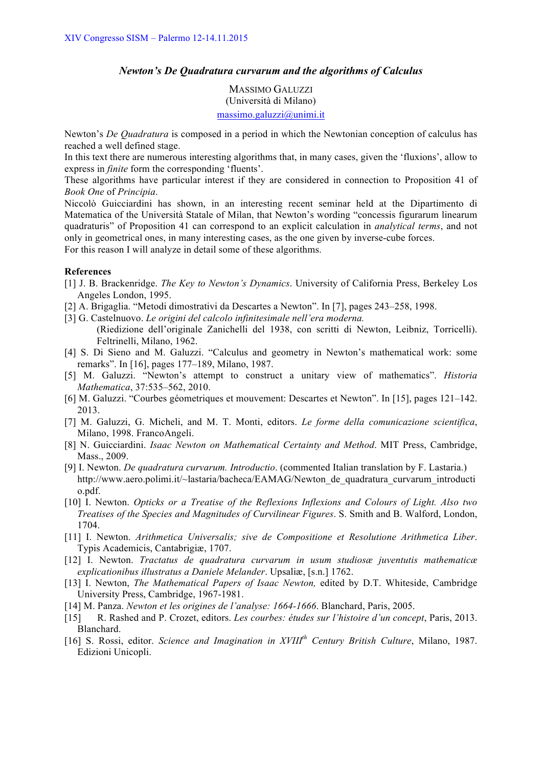## *Newton's De Quadratura curvarum and the algorithms of Calculus*

MASSIMO GALUZZI
(Università di Milano)
massimo.galuzzi@unimi.it

Newton's *De Quadratura* is composed in a period in which the Newtonian conception of calculus has reached a well defined stage.
In this text there are numerous interesting algorithms that, in many cases, given the 'fluxions', allow to express in *finite* form the corresponding 'fluents'.
These algorithms have particular interest if they are considered in connection to Proposition 41 of *Book One* of *Principia*.
Niccolò Guicciardini has shown, in an interesting recent seminar held at the Dipartimento di Matematica of the Università Statale of Milan, that Newton's wording "concessis figurarum linearum quadraturis" of Proposition 41 can correspond to an explicit calculation in *analytical terms*, and not only in geometrical ones, in many interesting cases, as the one given by inverse-cube forces.
For this reason I will analyze in detail some of these algorithms.

**References**

[1] J. B. Brackenridge. *The Key to Newton's Dynamics*. University of California Press, Berkeley Los Angeles London, 1995.
[2] A. Brigaglia. "Metodi dimostrativi da Descartes a Newton". In [7], pages 243–258, 1998.
[3] G. Castelnuovo. *Le origini del calcolo infinitesimale nell'era moderna.* (Riedizione dell'originale Zanichelli del 1938, con scritti di Newton, Leibniz, Torricelli). Feltrinelli, Milano, 1962.
[4] S. Di Sieno and M. Galuzzi. "Calculus and geometry in Newton's mathematical work: some remarks". In [16], pages 177–189, Milano, 1987.
[5] M. Galuzzi. "Newton's attempt to construct a unitary view of mathematics". *Historia Mathematica*, 37:535–562, 2010.
[6] M. Galuzzi. "Courbes géometriques et mouvement: Descartes et Newton". In [15], pages 121–142. 2013.
[7] M. Galuzzi, G. Micheli, and M. T. Monti, editors. *Le forme della comunicazione scientifica*, Milano, 1998. FrancoAngeli.
[8] N. Guicciardini. *Isaac Newton on Mathematical Certainty and Method*. MIT Press, Cambridge, Mass., 2009.
[9] I. Newton. *De quadratura curvarum. Introductio*. (commented Italian translation by F. Lastaria.) http://www.aero.polimi.it/~lastaria/bacheca/EAMAG/Newton_de_quadratura_curvarum_introductio.pdf.
[10] I. Newton. *Opticks or a Treatise of the Reflexions Inflexions and Colours of Light. Also two Treatises of the Species and Magnitudes of Curvilinear Figures*. S. Smith and B. Walford, London, 1704.
[11] I. Newton. *Arithmetica Universalis; sive de Compositione et Resolutione Arithmetica Liber*. Typis Academicis, Cantabrigiæ, 1707.
[12] I. Newton. *Tractatus de quadratura curvarum in usum studiosæ juventutis mathematicæ explicationibus illustratus a Daniele Melander*. Upsaliæ, [s.n.] 1762.
[13] I. Newton, *The Mathematical Papers of Isaac Newton,* edited by D.T. Whiteside, Cambridge University Press, Cambridge, 1967-1981.
[14] M. Panza. *Newton et les origines de l'analyse: 1664-1666*. Blanchard, Paris, 2005.
[15] R. Rashed and P. Crozet, editors. *Les courbes: études sur l'histoire d'un concept*, Paris, 2013. Blanchard.
[16] S. Rossi, editor. *Science and Imagination in XVIII$^{th}$ Century British Culture*, Milano, 1987. Edizioni Unicopli.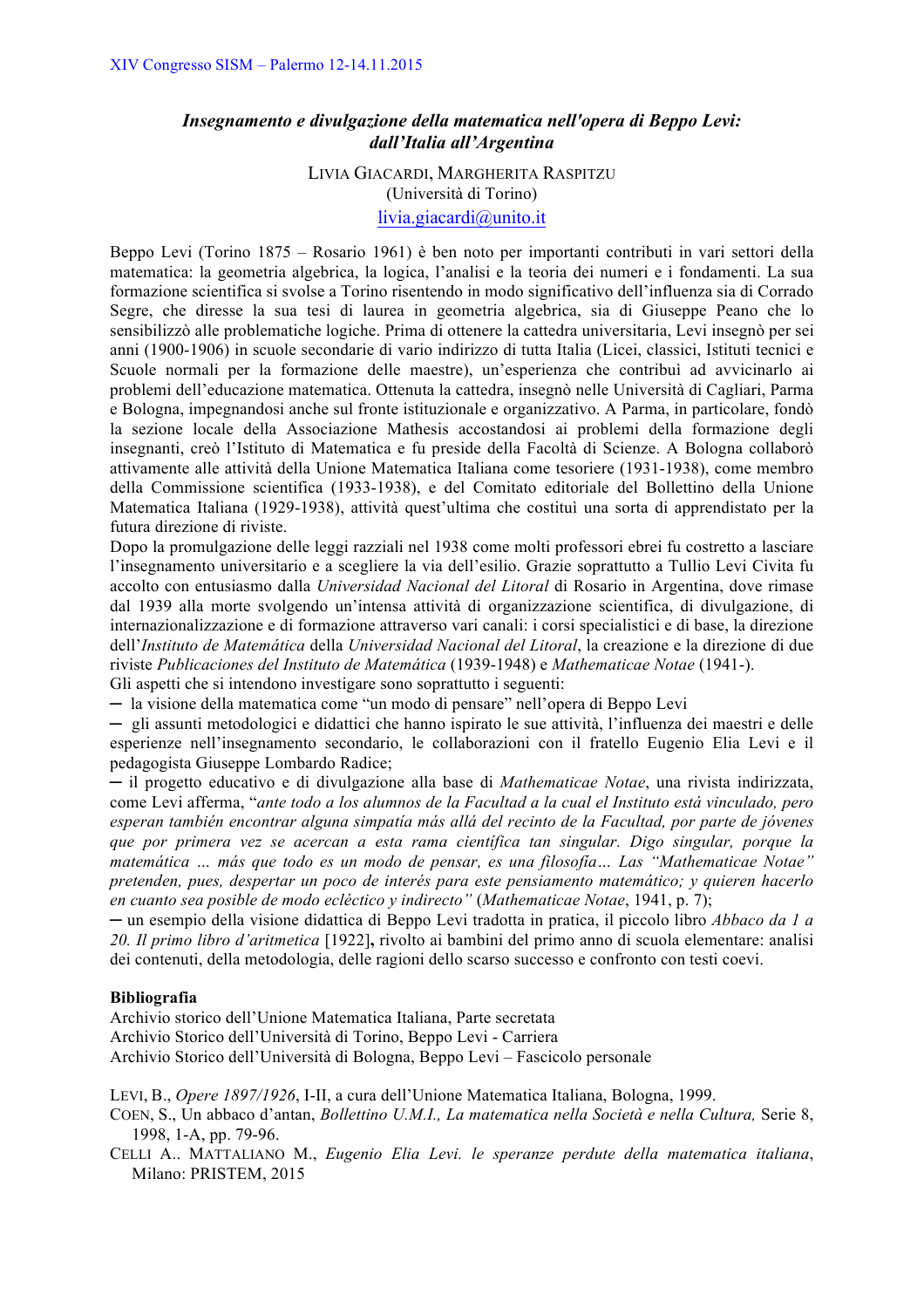## *Insegnamento e divulgazione della matematica nell'opera di Beppo Levi: dall'Italia all'Argentina*

LIVIA GIACARDI, MARGHERITA RASPITZU
(Università di Torino)
livia.giacardi@unito.it

Beppo Levi (Torino 1875 – Rosario 1961) è ben noto per importanti contributi in vari settori della matematica: la geometria algebrica, la logica, l'analisi e la teoria dei numeri e i fondamenti. La sua formazione scientifica si svolse a Torino risentendo in modo significativo dell'influenza sia di Corrado Segre, che diresse la sua tesi di laurea in geometria algebrica, sia di Giuseppe Peano che lo sensibilizzò alle problematiche logiche. Prima di ottenere la cattedra universitaria, Levi insegnò per sei anni (1900-1906) in scuole secondarie di vario indirizzo di tutta Italia (Licei, classici, Istituti tecnici e Scuole normali per la formazione delle maestre), un'esperienza che contribuì ad avvicinarlo ai problemi dell'educazione matematica. Ottenuta la cattedra, insegnò nelle Università di Cagliari, Parma e Bologna, impegnandosi anche sul fronte istituzionale e organizzativo. A Parma, in particolare, fondò la sezione locale della Associazione Mathesis accostandosi ai problemi della formazione degli insegnanti, creò l'Istituto di Matematica e fu preside della Facoltà di Scienze. A Bologna collaborò attivamente alle attività della Unione Matematica Italiana come tesoriere (1931-1938), come membro della Commissione scientifica (1933-1938), e del Comitato editoriale del Bollettino della Unione Matematica Italiana (1929-1938), attività quest'ultima che costituì una sorta di apprendistato per la futura direzione di riviste.

Dopo la promulgazione delle leggi razziali nel 1938 come molti professori ebrei fu costretto a lasciare l'insegnamento universitario e a scegliere la via dell'esilio. Grazie soprattutto a Tullio Levi Civita fu accolto con entusiasmo dalla *Universidad Nacional del Litoral* di Rosario in Argentina, dove rimase dal 1939 alla morte svolgendo un'intensa attività di organizzazione scientifica, di divulgazione, di internazionalizzazione e di formazione attraverso vari canali: i corsi specialistici e di base, la direzione dell'*Instituto de Matemática* della *Universidad Nacional del Litoral*, la creazione e la direzione di due riviste *Publicaciones del Instituto de Matemática* (1939-1948) e *Mathematicae Notae* (1941-).

Gli aspetti che si intendono investigare sono soprattutto i seguenti:

─ la visione della matematica come "un modo di pensare" nell'opera di Beppo Levi

─ gli assunti metodologici e didattici che hanno ispirato le sue attività, l'influenza dei maestri e delle esperienze nell'insegnamento secondario, le collaborazioni con il fratello Eugenio Elia Levi e il pedagogista Giuseppe Lombardo Radice;

─ il progetto educativo e di divulgazione alla base di *Mathematicae Notae*, una rivista indirizzata, come Levi afferma, "*ante todo a los alumnos de la Facultad a la cual el Instituto está vinculado, pero esperan también encontrar alguna simpatía más allá del recinto de la Facultad, por parte de jóvenes que por primera vez se acercan a esta rama científica tan singular. Digo singular, porque la matemática … más que todo es un modo de pensar, es una filosofía… Las "Mathematicae Notae" pretenden, pues, despertar un poco de interés para este pensiamento matemático; y quieren hacerlo en cuanto sea posible de modo ecléctico y indirecto"* (*Mathematicae Notae*, 1941, p. 7);

─ un esempio della visione didattica di Beppo Levi tradotta in pratica, il piccolo libro *Abbaco da 1 a 20. Il primo libro d'aritmetica* [1922]**,** rivolto ai bambini del primo anno di scuola elementare: analisi dei contenuti, della metodologia, delle ragioni dello scarso successo e confronto con testi coevi.

**Bibliografia**

Archivio storico dell'Unione Matematica Italiana, Parte secretata
Archivio Storico dell'Università di Torino, Beppo Levi - Carriera
Archivio Storico dell'Università di Bologna, Beppo Levi – Fascicolo personale

LEVI, B., *Opere 1897/1926*, I-II, a cura dell'Unione Matematica Italiana, Bologna, 1999.

COEN, S., Un abbaco d'antan, *Bollettino U.M.I., La matematica nella Società e nella Cultura,* Serie 8, 1998, 1-A, pp. 79-96.

CELLI A.. MATTALIANO M., *Eugenio Elia Levi. le speranze perdute della matematica italiana*, Milano: PRISTEM, 2015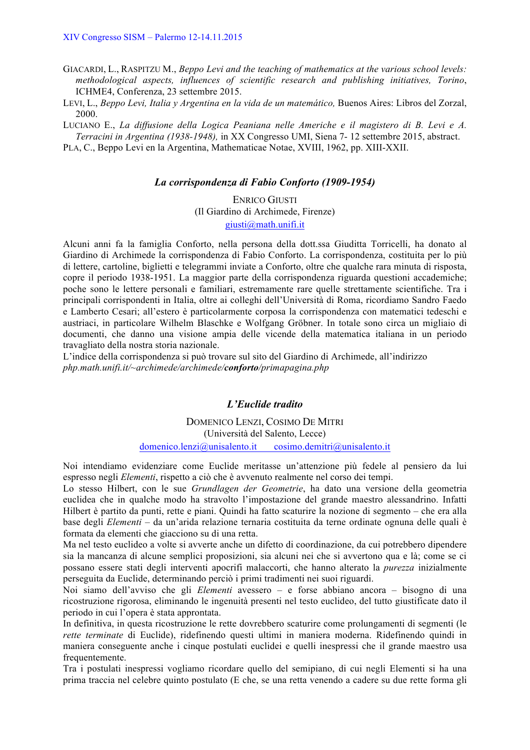GIACARDI, L., RASPITZU M., *Beppo Levi and the teaching of mathematics at the various school levels: methodological aspects, influences of scientific research and publishing initiatives, Torino*, ICHME4, Conferenza, 23 settembre 2015.

LEVI, L., *Beppo Levi, Italia y Argentina en la vida de un matemático,* Buenos Aires: Libros del Zorzal, 2000.

LUCIANO E., *La diffusione della Logica Peaniana nelle Americhe e il magistero di B. Levi e A. Terracini in Argentina (1938-1948),* in XX Congresso UMI, Siena 7- 12 settembre 2015, abstract.

PLA, C., Beppo Levi en la Argentina, Mathematicae Notae, XVIII, 1962, pp. XIII-XXII.

### *La corrispondenza di Fabio Conforto (1909-1954)*

ENRICO GIUSTI
(Il Giardino di Archimede, Firenze)
giusti@math.unifi.it

Alcuni anni fa la famiglia Conforto, nella persona della dott.ssa Giuditta Torricelli, ha donato al Giardino di Archimede la corrispondenza di Fabio Conforto. La corrispondenza, costituita per lo più di lettere, cartoline, biglietti e telegrammi inviate a Conforto, oltre che qualche rara minuta di risposta, copre il periodo 1938-1951. La maggior parte della corrispondenza riguarda questioni accademiche; poche sono le lettere personali e familiari, estremamente rare quelle strettamente scientifiche. Tra i principali corrispondenti in Italia, oltre ai colleghi dell'Università di Roma, ricordiamo Sandro Faedo e Lamberto Cesari; all'estero è particolarmente corposa la corrispondenza con matematici tedeschi e austriaci, in particolare Wilhelm Blaschke e Wolfgang Gröbner. In totale sono circa un migliaio di documenti, che danno una visione ampia delle vicende della matematica italiana in un periodo travagliato della nostra storia nazionale.

L'indice della corrispondenza si può trovare sul sito del Giardino di Archimede, all'indirizzo *php.math.unifi.it/~archimede/archimede/**conforto**/primapagina.php*

### *L'Euclide tradito*

DOMENICO LENZI, COSIMO DE MITRI
(Università del Salento, Lecce)
domenico.lenzi@unisalento.it cosimo.demitri@unisalento.it

Noi intendiamo evidenziare come Euclide meritasse un'attenzione più fedele al pensiero da lui espresso negli *Elementi*, rispetto a ciò che è avvenuto realmente nel corso dei tempi.

Lo stesso Hilbert, con le sue *Grundlagen der Geometrie*, ha dato una versione della geometria euclidea che in qualche modo ha stravolto l'impostazione del grande maestro alessandrino. Infatti Hilbert è partito da punti, rette e piani. Quindi ha fatto scaturire la nozione di segmento – che era alla base degli *Elementi* – da un'arida relazione ternaria costituita da terne ordinate ognuna delle quali è formata da elementi che giacciono su di una retta.

Ma nel testo euclideo a volte si avverte anche un difetto di coordinazione, da cui potrebbero dipendere sia la mancanza di alcune semplici proposizioni, sia alcuni nei che si avvertono qua e là; come se ci possano essere stati degli interventi apocrifi malaccorti, che hanno alterato la *purezza* inizialmente perseguita da Euclide, determinando perciò i primi tradimenti nei suoi riguardi.

Noi siamo dell'avviso che gli *Elementi* avessero – e forse abbiano ancora – bisogno di una ricostruzione rigorosa, eliminando le ingenuità presenti nel testo euclideo, del tutto giustificate dato il periodo in cui l'opera è stata approntata.

In definitiva, in questa ricostruzione le rette dovrebbero scaturire come prolungamenti di segmenti (le *rette terminate* di Euclide), ridefinendo questi ultimi in maniera moderna. Ridefinendo quindi in maniera conseguente anche i cinque postulati euclidei e quelli inespressi che il grande maestro usa frequentemente.

Tra i postulati inespressi vogliamo ricordare quello del semipiano, di cui negli Elementi si ha una prima traccia nel celebre quinto postulato (E che, se una retta venendo a cadere su due rette forma gli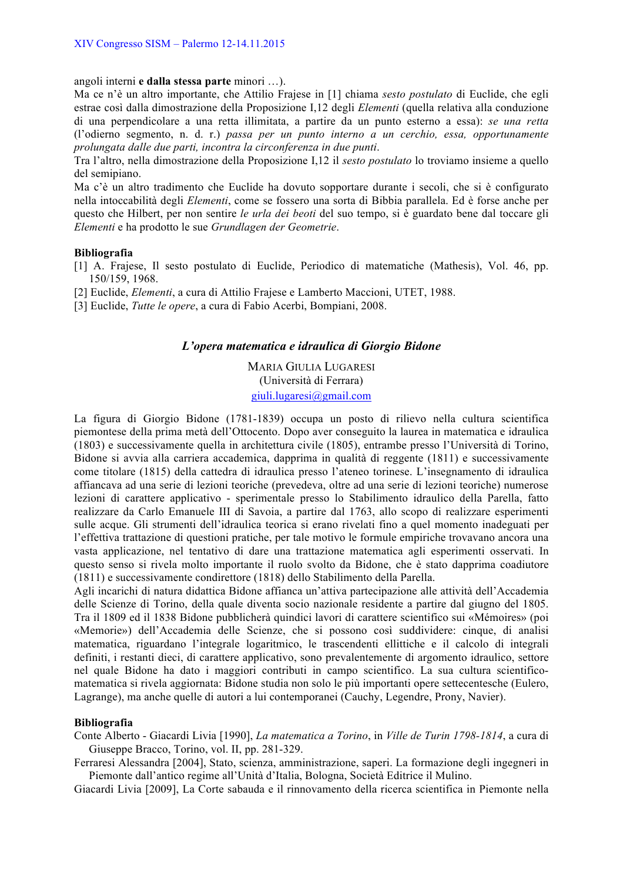angoli interni **e dalla stessa parte** minori …).
Ma ce n'è un altro importante, che Attilio Frajese in [1] chiama *sesto postulato* di Euclide, che egli estrae così dalla dimostrazione della Proposizione I,12 degli *Elementi* (quella relativa alla conduzione di una perpendicolare a una retta illimitata, a partire da un punto esterno a essa): *se una retta* (l'odierno segmento, n. d. r.) *passa per un punto interno a un cerchio, essa, opportunamente prolungata dalle due parti, incontra la circonferenza in due punti*.
Tra l'altro, nella dimostrazione della Proposizione I,12 il *sesto postulato* lo troviamo insieme a quello del semipiano.
Ma c'è un altro tradimento che Euclide ha dovuto sopportare durante i secoli, che si è configurato nella intoccabilità degli *Elementi*, come se fossero una sorta di Bibbia parallela. Ed è forse anche per questo che Hilbert, per non sentire *le urla dei beoti* del suo tempo, si è guardato bene dal toccare gli *Elementi* e ha prodotto le sue *Grundlagen der Geometrie*.

**Bibliografia**

[1] A. Frajese, Il sesto postulato di Euclide, Periodico di matematiche (Mathesis), Vol. 46, pp. 150/159, 1968.
[2] Euclide, *Elementi*, a cura di Attilio Frajese e Lamberto Maccioni, UTET, 1988.
[3] Euclide, *Tutte le opere*, a cura di Fabio Acerbi, Bompiani, 2008.

## *L'opera matematica e idraulica di Giorgio Bidone*

MARIA GIULIA LUGARESI
(Università di Ferrara)
giuli.lugaresi@gmail.com

La figura di Giorgio Bidone (1781-1839) occupa un posto di rilievo nella cultura scientifica piemontese della prima metà dell'Ottocento. Dopo aver conseguito la laurea in matematica e idraulica (1803) e successivamente quella in architettura civile (1805), entrambe presso l'Università di Torino, Bidone si avvia alla carriera accademica, dapprima in qualità di reggente (1811) e successivamente come titolare (1815) della cattedra di idraulica presso l'ateneo torinese. L'insegnamento di idraulica affiancava ad una serie di lezioni teoriche (prevedeva, oltre ad una serie di lezioni teoriche) numerose lezioni di carattere applicativo - sperimentale presso lo Stabilimento idraulico della Parella, fatto realizzare da Carlo Emanuele III di Savoia, a partire dal 1763, allo scopo di realizzare esperimenti sulle acque. Gli strumenti dell'idraulica teorica si erano rivelati fino a quel momento inadeguati per l'effettiva trattazione di questioni pratiche, per tale motivo le formule empiriche trovavano ancora una vasta applicazione, nel tentativo di dare una trattazione matematica agli esperimenti osservati. In questo senso si rivela molto importante il ruolo svolto da Bidone, che è stato dapprima coadiutore (1811) e successivamente condirettore (1818) dello Stabilimento della Parella.
Agli incarichi di natura didattica Bidone affianca un'attiva partecipazione alle attività dell'Accademia delle Scienze di Torino, della quale diventa socio nazionale residente a partire dal giugno del 1805. Tra il 1809 ed il 1838 Bidone pubblicherà quindici lavori di carattere scientifico sui «Mémoires» (poi «Memorie») dell'Accademia delle Scienze, che si possono così suddividere: cinque, di analisi matematica, riguardano l'integrale logaritmico, le trascendenti ellittiche e il calcolo di integrali definiti, i restanti dieci, di carattere applicativo, sono prevalentemente di argomento idraulico, settore nel quale Bidone ha dato i maggiori contributi in campo scientifico. La sua cultura scientifico-matematica si rivela aggiornata: Bidone studia non solo le più importanti opere settecentesche (Eulero, Lagrange), ma anche quelle di autori a lui contemporanei (Cauchy, Legendre, Prony, Navier).

**Bibliografia**

Conte Alberto - Giacardi Livia [1990], *La matematica a Torino*, in *Ville de Turin 1798-1814*, a cura di Giuseppe Bracco, Torino, vol. II, pp. 281-329.
Ferraresi Alessandra [2004], Stato, scienza, amministrazione, saperi. La formazione degli ingegneri in Piemonte dall'antico regime all'Unità d'Italia, Bologna, Società Editrice il Mulino.
Giacardi Livia [2009], La Corte sabauda e il rinnovamento della ricerca scientifica in Piemonte nella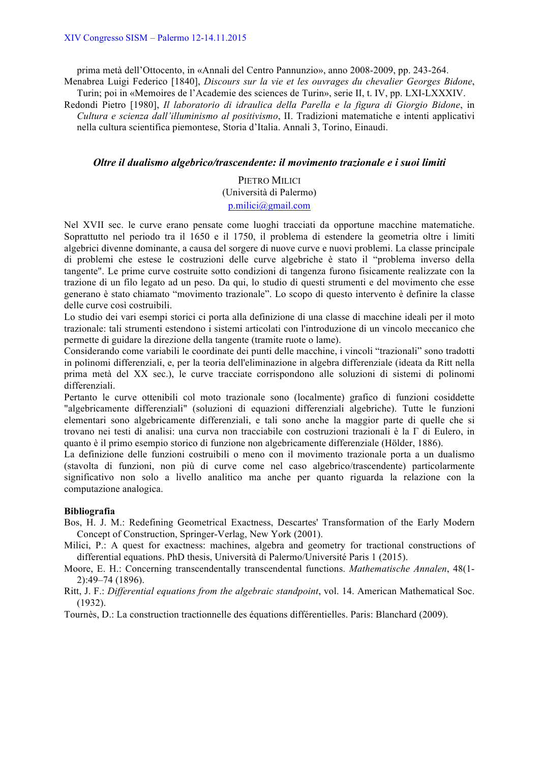prima metà dell'Ottocento, in «Annali del Centro Pannunzio», anno 2008-2009, pp. 243-264.

Menabrea Luigi Federico [1840], *Discours sur la vie et les ouvrages du chevalier Georges Bidone*, Turin; poi in «Memoires de l'Academie des sciences de Turin», serie II, t. IV, pp. LXI-LXXXIV.

Redondi Pietro [1980], *Il laboratorio di idraulica della Parella e la figura di Giorgio Bidone*, in *Cultura e scienza dall'illuminismo al positivismo*, II. Tradizioni matematiche e intenti applicativi nella cultura scientifica piemontese, Storia d'Italia. Annali 3, Torino, Einaudi.

## *Oltre il dualismo algebrico/trascendente: il movimento trazionale e i suoi limiti*

PIETRO MILICI
(Università di Palermo)
p.milici@gmail.com

Nel XVII sec. le curve erano pensate come luoghi tracciati da opportune macchine matematiche. Soprattutto nel periodo tra il 1650 e il 1750, il problema di estendere la geometria oltre i limiti algebrici divenne dominante, a causa del sorgere di nuove curve e nuovi problemi. La classe principale di problemi che estese le costruzioni delle curve algebriche è stato il "problema inverso della tangente". Le prime curve costruite sotto condizioni di tangenza furono fisicamente realizzate con la trazione di un filo legato ad un peso. Da qui, lo studio di questi strumenti e del movimento che esse generano è stato chiamato "movimento trazionale". Lo scopo di questo intervento è definire la classe delle curve così costruibili.

Lo studio dei vari esempi storici ci porta alla definizione di una classe di macchine ideali per il moto trazionale: tali strumenti estendono i sistemi articolati con l'introduzione di un vincolo meccanico che permette di guidare la direzione della tangente (tramite ruote o lame).

Considerando come variabili le coordinate dei punti delle macchine, i vincoli "trazionali" sono tradotti in polinomi differenziali, e, per la teoria dell'eliminazione in algebra differenziale (ideata da Ritt nella prima metà del XX sec.), le curve tracciate corrispondono alle soluzioni di sistemi di polinomi differenziali.

Pertanto le curve ottenibili col moto trazionale sono (localmente) grafico di funzioni cosiddette "algebricamente differenziali" (soluzioni di equazioni differenziali algebriche). Tutte le funzioni elementari sono algebricamente differenziali, e tali sono anche la maggior parte di quelle che si trovano nei testi di analisi: una curva non tracciabile con costruzioni trazionali è la $\Gamma$ di Eulero, in quanto è il primo esempio storico di funzione non algebricamente differenziale (Hölder, 1886).

La definizione delle funzioni costruibili o meno con il movimento trazionale porta a un dualismo (stavolta di funzioni, non più di curve come nel caso algebrico/trascendente) particolarmente significativo non solo a livello analitico ma anche per quanto riguarda la relazione con la computazione analogica.

**Bibliografia**

Bos, H. J. M.: Redefining Geometrical Exactness, Descartes' Transformation of the Early Modern Concept of Construction, Springer-Verlag, New York (2001).

Milici, P.: A quest for exactness: machines, algebra and geometry for tractional constructions of differential equations. PhD thesis, Università di Palermo/Université Paris 1 (2015).

Moore, E. H.: Concerning transcendentally transcendental functions. *Mathematische Annalen*, 48(1-2):49–74 (1896).

Ritt, J. F.: *Differential equations from the algebraic standpoint*, vol. 14. American Mathematical Soc. (1932).

Tournès, D.: La construction tractionnelle des équations différentielles. Paris: Blanchard (2009).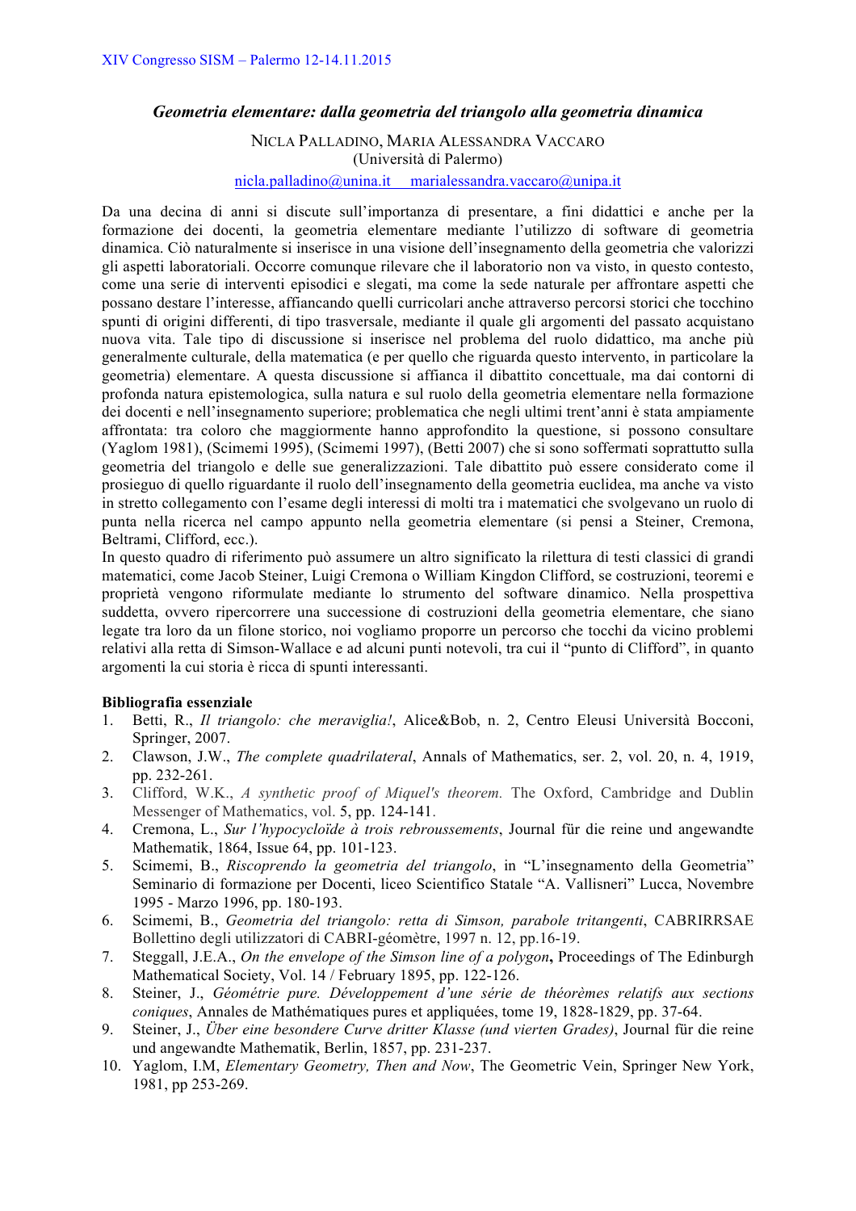## *Geometria elementare: dalla geometria del triangolo alla geometria dinamica*

NICLA PALLADINO, MARIA ALESSANDRA VACCARO
(Università di Palermo)
nicla.palladino@unina.it     marialessandra.vaccaro@unipa.it

Da una decina di anni si discute sull'importanza di presentare, a fini didattici e anche per la formazione dei docenti, la geometria elementare mediante l'utilizzo di software di geometria dinamica. Ciò naturalmente si inserisce in una visione dell'insegnamento della geometria che valorizzi gli aspetti laboratoriali. Occorre comunque rilevare che il laboratorio non va visto, in questo contesto, come una serie di interventi episodici e slegati, ma come la sede naturale per affrontare aspetti che possano destare l'interesse, affiancando quelli curricolari anche attraverso percorsi storici che tocchino spunti di origini differenti, di tipo trasversale, mediante il quale gli argomenti del passato acquistano nuova vita. Tale tipo di discussione si inserisce nel problema del ruolo didattico, ma anche più generalmente culturale, della matematica (e per quello che riguarda questo intervento, in particolare la geometria) elementare. A questa discussione si affianca il dibattito concettuale, ma dai contorni di profonda natura epistemologica, sulla natura e sul ruolo della geometria elementare nella formazione dei docenti e nell'insegnamento superiore; problematica che negli ultimi trent'anni è stata ampiamente affrontata: tra coloro che maggiormente hanno approfondito la questione, si possono consultare (Yaglom 1981), (Scimemi 1995), (Scimemi 1997), (Betti 2007) che si sono soffermati soprattutto sulla geometria del triangolo e delle sue generalizzazioni. Tale dibattito può essere considerato come il prosieguo di quello riguardante il ruolo dell'insegnamento della geometria euclidea, ma anche va visto in stretto collegamento con l'esame degli interessi di molti tra i matematici che svolgevano un ruolo di punta nella ricerca nel campo appunto nella geometria elementare (si pensi a Steiner, Cremona, Beltrami, Clifford, ecc.).
In questo quadro di riferimento può assumere un altro significato la rilettura di testi classici di grandi matematici, come Jacob Steiner, Luigi Cremona o William Kingdon Clifford, se costruzioni, teoremi e proprietà vengono riformulate mediante lo strumento del software dinamico. Nella prospettiva suddetta, ovvero ripercorrere una successione di costruzioni della geometria elementare, che siano legate tra loro da un filone storico, noi vogliamo proporre un percorso che tocchi da vicino problemi relativi alla retta di Simson-Wallace e ad alcuni punti notevoli, tra cui il "punto di Clifford", in quanto argomenti la cui storia è ricca di spunti interessanti.

**Bibliografia essenziale**

1. Betti, R., *Il triangolo: che meraviglia!*, Alice&Bob, n. 2, Centro Eleusi Università Bocconi, Springer, 2007.
2. Clawson, J.W., *The complete quadrilateral*, Annals of Mathematics, ser. 2, vol. 20, n. 4, 1919, pp. 232-261.
3. Clifford, W.K., *A synthetic proof of Miquel's theorem.* The Oxford, Cambridge and Dublin Messenger of Mathematics, vol. 5, pp. 124-141.
4. Cremona, L., *Sur l'hypocycloïde à trois rebroussements*, Journal für die reine und angewandte Mathematik, 1864, Issue 64, pp. 101-123.
5. Scimemi, B., *Riscoprendo la geometria del triangolo*, in "L'insegnamento della Geometria" Seminario di formazione per Docenti, liceo Scientifico Statale "A. Vallisneri" Lucca, Novembre 1995 - Marzo 1996, pp. 180-193.
6. Scimemi, B., *Geometria del triangolo: retta di Simson, parabole tritangenti*, CABRIRRSAE Bollettino degli utilizzatori di CABRI-géomètre, 1997 n. 12, pp.16-19.
7. Steggall, J.E.A., *On the envelope of the Simson line of a polygon*, Proceedings of The Edinburgh Mathematical Society, Vol. 14 / February 1895, pp. 122-126.
8. Steiner, J., *Géométrie pure. Développement d'une série de théorèmes relatifs aux sections coniques*, Annales de Mathématiques pures et appliquées, tome 19, 1828-1829, pp. 37-64.
9. Steiner, J., *Über eine besondere Curve dritter Klasse (und vierten Grades)*, Journal für die reine und angewandte Mathematik, Berlin, 1857, pp. 231-237.
10. Yaglom, I.M, *Elementary Geometry, Then and Now*, The Geometric Vein, Springer New York, 1981, pp 253-269.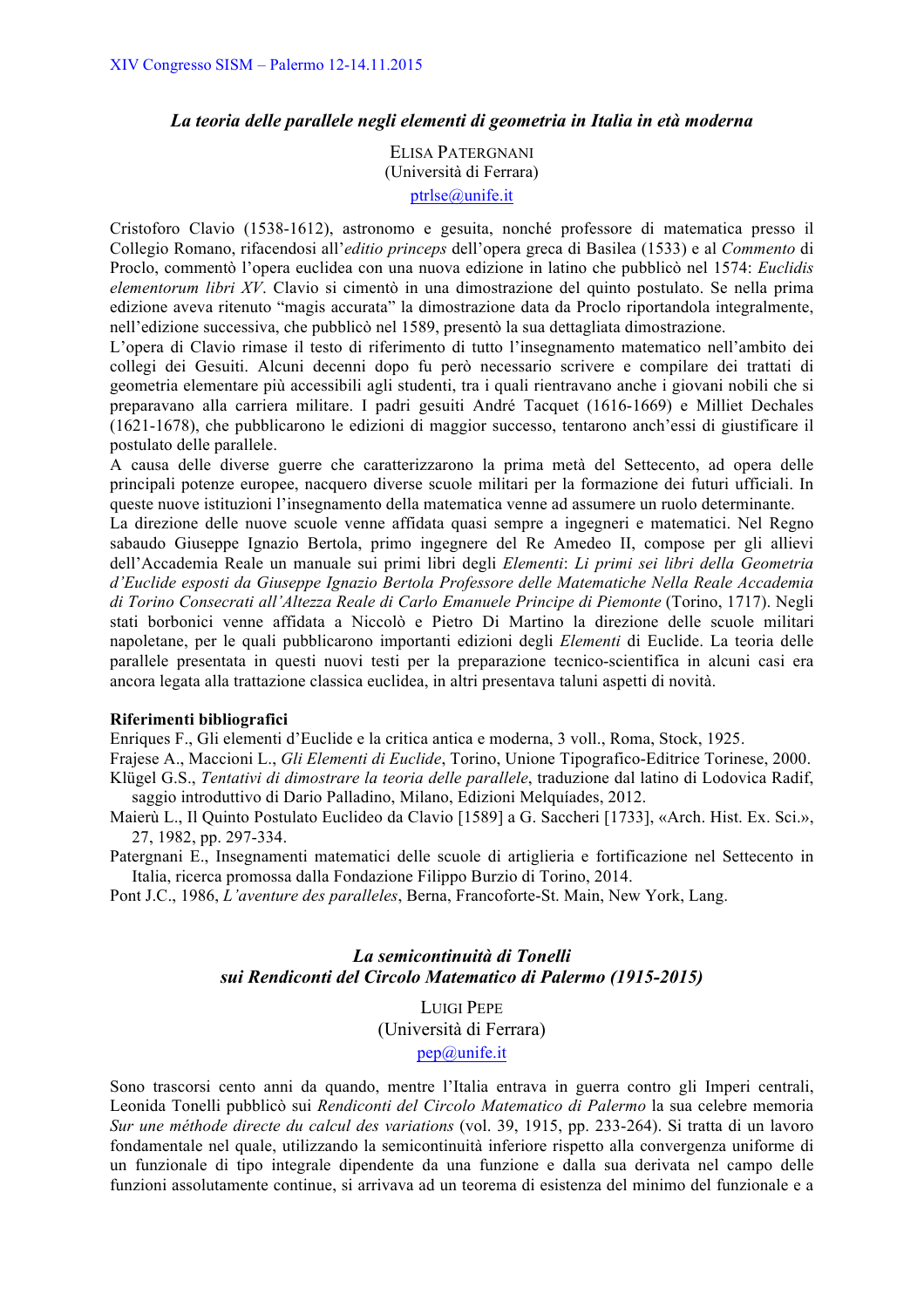### *La teoria delle parallele negli elementi di geometria in Italia in età moderna*

ELISA PATERGNANI
(Università di Ferrara)
ptrlse@unife.it

Cristoforo Clavio (1538-1612), astronomo e gesuita, nonché professore di matematica presso il Collegio Romano, rifacendosi all'*editio princeps* dell'opera greca di Basilea (1533) e al *Commento* di Proclo, commentò l'opera euclidea con una nuova edizione in latino che pubblicò nel 1574: *Euclidis elementorum libri XV*. Clavio si cimentò in una dimostrazione del quinto postulato. Se nella prima edizione aveva ritenuto "magis accurata" la dimostrazione data da Proclo riportandola integralmente, nell'edizione successiva, che pubblicò nel 1589, presentò la sua dettagliata dimostrazione.
L'opera di Clavio rimase il testo di riferimento di tutto l'insegnamento matematico nell'ambito dei collegi dei Gesuiti. Alcuni decenni dopo fu però necessario scrivere e compilare dei trattati di geometria elementare più accessibili agli studenti, tra i quali rientravano anche i giovani nobili che si preparavano alla carriera militare. I padri gesuiti André Tacquet (1616-1669) e Milliet Dechales (1621-1678), che pubblicarono le edizioni di maggior successo, tentarono anch'essi di giustificare il postulato delle parallele.
A causa delle diverse guerre che caratterizzarono la prima metà del Settecento, ad opera delle principali potenze europee, nacquero diverse scuole militari per la formazione dei futuri ufficiali. In queste nuove istituzioni l'insegnamento della matematica venne ad assumere un ruolo determinante.
La direzione delle nuove scuole venne affidata quasi sempre a ingegneri e matematici. Nel Regno sabaudo Giuseppe Ignazio Bertola, primo ingegnere del Re Amedeo II, compose per gli allievi dell'Accademia Reale un manuale sui primi libri degli *Elementi*: *Li primi sei libri della Geometria d'Euclide esposti da Giuseppe Ignazio Bertola Professore delle Matematiche Nella Reale Accademia di Torino Consecrati all'Altezza Reale di Carlo Emanuele Principe di Piemonte* (Torino, 1717). Negli stati borbonici venne affidata a Niccolò e Pietro Di Martino la direzione delle scuole militari napoletane, per le quali pubblicarono importanti edizioni degli *Elementi* di Euclide. La teoria delle parallele presentata in questi nuovi testi per la preparazione tecnico-scientifica in alcuni casi era ancora legata alla trattazione classica euclidea, in altri presentava taluni aspetti di novità.

**Riferimenti bibliografici**

Enriques F., Gli elementi d'Euclide e la critica antica e moderna, 3 voll., Roma, Stock, 1925.
Frajese A., Maccioni L., *Gli Elementi di Euclide*, Torino, Unione Tipografico-Editrice Torinese, 2000.
Klügel G.S., *Tentativi di dimostrare la teoria delle parallele*, traduzione dal latino di Lodovica Radif, saggio introduttivo di Dario Palladino, Milano, Edizioni Melquíades, 2012.
Maierù L., Il Quinto Postulato Euclideo da Clavio [1589] a G. Saccheri [1733], «Arch. Hist. Ex. Sci.», 27, 1982, pp. 297-334.
Patergnani E., Insegnamenti matematici delle scuole di artiglieria e fortificazione nel Settecento in Italia, ricerca promossa dalla Fondazione Filippo Burzio di Torino, 2014.
Pont J.C., 1986, *L'aventure des paralleles*, Berna, Francoforte-St. Main, New York, Lang.

### *La semicontinuità di Tonelli sui Rendiconti del Circolo Matematico di Palermo (1915-2015)*

LUIGI PEPE
(Università di Ferrara)
pep@unife.it

Sono trascorsi cento anni da quando, mentre l'Italia entrava in guerra contro gli Imperi centrali, Leonida Tonelli pubblicò sui *Rendiconti del Circolo Matematico di Palermo* la sua celebre memoria *Sur une méthode directe du calcul des variations* (vol. 39, 1915, pp. 233-264). Si tratta di un lavoro fondamentale nel quale, utilizzando la semicontinuità inferiore rispetto alla convergenza uniforme di un funzionale di tipo integrale dipendente da una funzione e dalla sua derivata nel campo delle funzioni assolutamente continue, si arrivava ad un teorema di esistenza del minimo del funzionale e a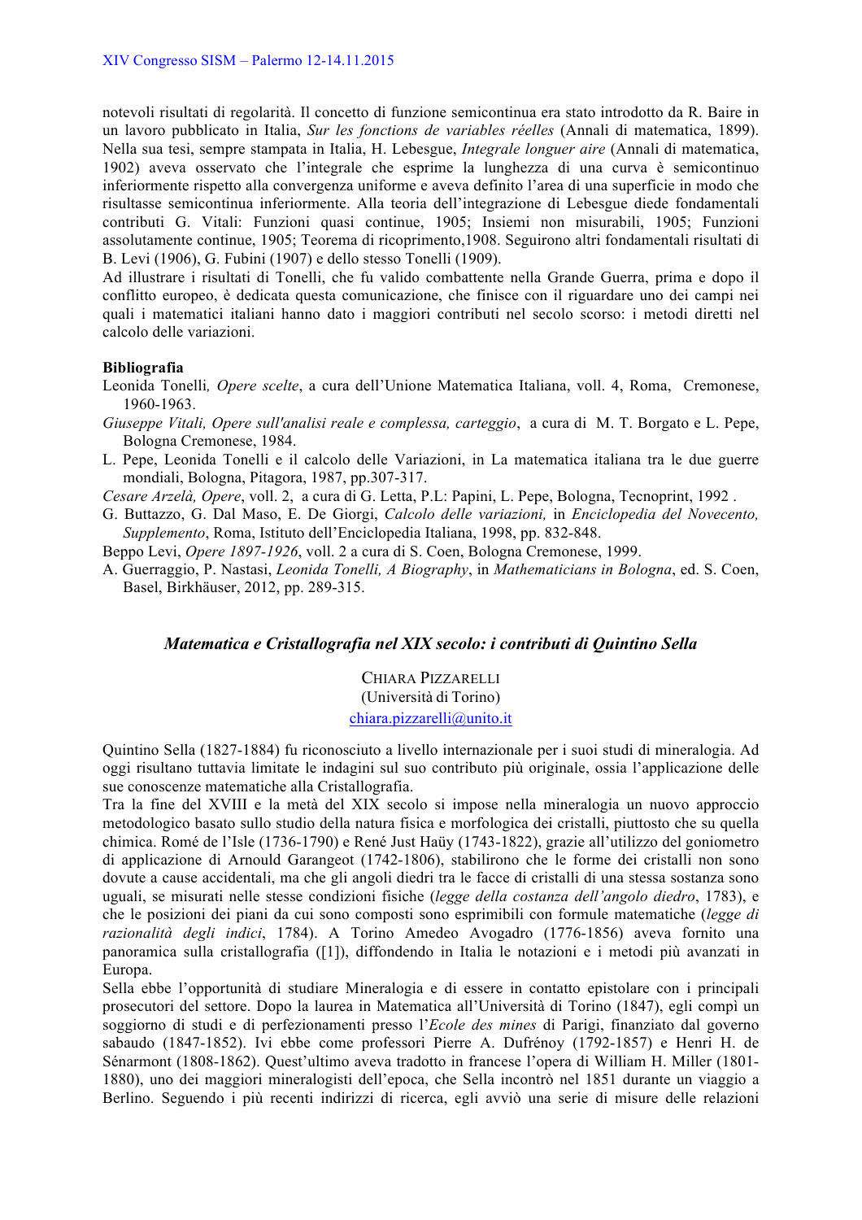notevoli risultati di regolarità. Il concetto di funzione semicontinua era stato introdotto da R. Baire in un lavoro pubblicato in Italia, *Sur les fonctions de variables réelles* (Annali di matematica, 1899). Nella sua tesi, sempre stampata in Italia, H. Lebesgue, *Integrale longuer aire* (Annali di matematica, 1902) aveva osservato che l'integrale che esprime la lunghezza di una curva è semicontinuo inferiormente rispetto alla convergenza uniforme e aveva definito l'area di una superficie in modo che risultasse semicontinua inferiormente. Alla teoria dell'integrazione di Lebesgue diede fondamentali contributi G. Vitali: Funzioni quasi continue, 1905; Insiemi non misurabili, 1905; Funzioni assolutamente continue, 1905; Teorema di ricoprimento,1908. Seguirono altri fondamentali risultati di B. Levi (1906), G. Fubini (1907) e dello stesso Tonelli (1909).

Ad illustrare i risultati di Tonelli, che fu valido combattente nella Grande Guerra, prima e dopo il conflitto europeo, è dedicata questa comunicazione, che finisce con il riguardare uno dei campi nei quali i matematici italiani hanno dato i maggiori contributi nel secolo scorso: i metodi diretti nel calcolo delle variazioni.

**Bibliografia**

Leonida Tonelli*, Opere scelte*, a cura dell'Unione Matematica Italiana, voll. 4, Roma, Cremonese, 1960-1963.

*Giuseppe Vitali, Opere sull'analisi reale e complessa, carteggio*, a cura di M. T. Borgato e L. Pepe, Bologna Cremonese, 1984.

L. Pepe, Leonida Tonelli e il calcolo delle Variazioni, in La matematica italiana tra le due guerre mondiali, Bologna, Pitagora, 1987, pp.307-317.

*Cesare Arzelà, Opere*, voll. 2, a cura di G. Letta, P.L: Papini, L. Pepe, Bologna, Tecnoprint, 1992 .

G. Buttazzo, G. Dal Maso, E. De Giorgi, *Calcolo delle variazioni,* in *Enciclopedia del Novecento, Supplemento*, Roma, Istituto dell'Enciclopedia Italiana, 1998, pp. 832-848.

Beppo Levi, *Opere 1897-1926*, voll. 2 a cura di S. Coen, Bologna Cremonese, 1999.

A. Guerraggio, P. Nastasi, *Leonida Tonelli, A Biography*, in *Mathematicians in Bologna*, ed. S. Coen, Basel, Birkhäuser, 2012, pp. 289-315.

## *Matematica e Cristallografia nel XIX secolo: i contributi di Quintino Sella*

CHIARA PIZZARELLI
(Università di Torino)
chiara.pizzarelli@unito.it

Quintino Sella (1827-1884) fu riconosciuto a livello internazionale per i suoi studi di mineralogia. Ad oggi risultano tuttavia limitate le indagini sul suo contributo più originale, ossia l'applicazione delle sue conoscenze matematiche alla Cristallografia.

Tra la fine del XVIII e la metà del XIX secolo si impose nella mineralogia un nuovo approccio metodologico basato sullo studio della natura fisica e morfologica dei cristalli, piuttosto che su quella chimica. Romé de l'Isle (1736-1790) e René Just Haüy (1743-1822), grazie all'utilizzo del goniometro di applicazione di Arnould Garangeot (1742-1806), stabilirono che le forme dei cristalli non sono dovute a cause accidentali, ma che gli angoli diedri tra le facce di cristalli di una stessa sostanza sono uguali, se misurati nelle stesse condizioni fisiche (*legge della costanza dell'angolo diedro*, 1783), e che le posizioni dei piani da cui sono composti sono esprimibili con formule matematiche (*legge di razionalità degli indici*, 1784). A Torino Amedeo Avogadro (1776-1856) aveva fornito una panoramica sulla cristallografia ([1]), diffondendo in Italia le notazioni e i metodi più avanzati in Europa.

Sella ebbe l'opportunità di studiare Mineralogia e di essere in contatto epistolare con i principali prosecutori del settore. Dopo la laurea in Matematica all'Università di Torino (1847), egli compì un soggiorno di studi e di perfezionamenti presso l'*Ecole des mines* di Parigi, finanziato dal governo sabaudo (1847-1852). Ivi ebbe come professori Pierre A. Dufrénoy (1792-1857) e Henri H. de Sénarmont (1808-1862). Quest'ultimo aveva tradotto in francese l'opera di William H. Miller (1801-1880), uno dei maggiori mineralogisti dell'epoca, che Sella incontrò nel 1851 durante un viaggio a Berlino. Seguendo i più recenti indirizzi di ricerca, egli avviò una serie di misure delle relazioni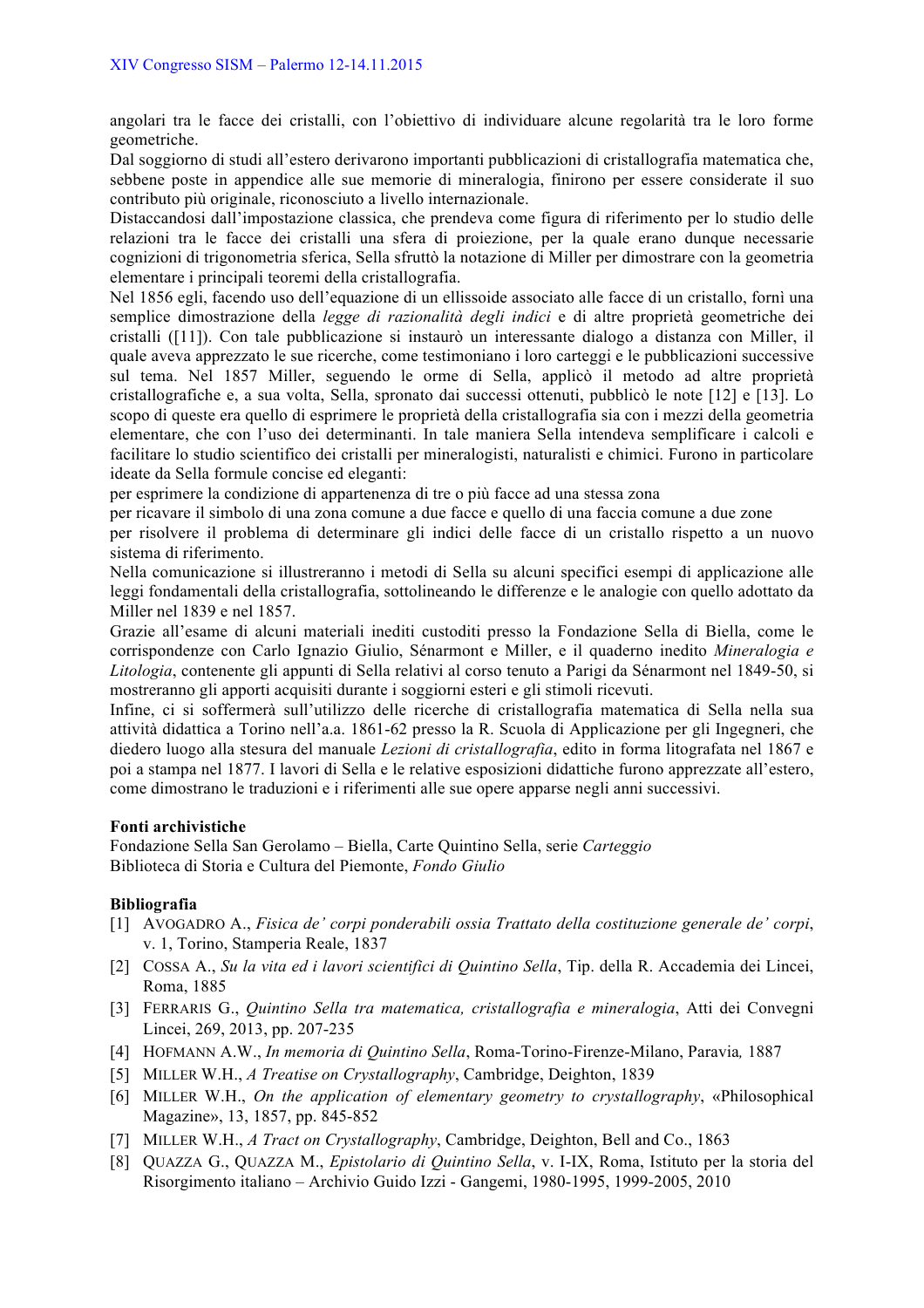angolari tra le facce dei cristalli, con l'obiettivo di individuare alcune regolarità tra le loro forme geometriche.

Dal soggiorno di studi all'estero derivarono importanti pubblicazioni di cristallografia matematica che, sebbene poste in appendice alle sue memorie di mineralogia, finirono per essere considerate il suo contributo più originale, riconosciuto a livello internazionale.

Distaccandosi dall'impostazione classica, che prendeva come figura di riferimento per lo studio delle relazioni tra le facce dei cristalli una sfera di proiezione, per la quale erano dunque necessarie cognizioni di trigonometria sferica, Sella sfruttò la notazione di Miller per dimostrare con la geometria elementare i principali teoremi della cristallografia.

Nel 1856 egli, facendo uso dell'equazione di un ellissoide associato alle facce di un cristallo, fornì una semplice dimostrazione della *legge di razionalità degli indici* e di altre proprietà geometriche dei cristalli ([11]). Con tale pubblicazione si instaurò un interessante dialogo a distanza con Miller, il quale aveva apprezzato le sue ricerche, come testimoniano i loro carteggi e le pubblicazioni successive sul tema. Nel 1857 Miller, seguendo le orme di Sella, applicò il metodo ad altre proprietà cristallografiche e, a sua volta, Sella, spronato dai successi ottenuti, pubblicò le note [12] e [13]. Lo scopo di queste era quello di esprimere le proprietà della cristallografia sia con i mezzi della geometria elementare, che con l'uso dei determinanti. In tale maniera Sella intendeva semplificare i calcoli e facilitare lo studio scientifico dei cristalli per mineralogisti, naturalisti e chimici. Furono in particolare ideate da Sella formule concise ed eleganti:

per esprimere la condizione di appartenenza di tre o più facce ad una stessa zona

per ricavare il simbolo di una zona comune a due facce e quello di una faccia comune a due zone

per risolvere il problema di determinare gli indici delle facce di un cristallo rispetto a un nuovo sistema di riferimento.

Nella comunicazione si illustreranno i metodi di Sella su alcuni specifici esempi di applicazione alle leggi fondamentali della cristallografia, sottolineando le differenze e le analogie con quello adottato da Miller nel 1839 e nel 1857.

Grazie all'esame di alcuni materiali inediti custoditi presso la Fondazione Sella di Biella, come le corrispondenze con Carlo Ignazio Giulio, Sénarmont e Miller, e il quaderno inedito *Mineralogia e Litologia*, contenente gli appunti di Sella relativi al corso tenuto a Parigi da Sénarmont nel 1849-50, si mostreranno gli apporti acquisiti durante i soggiorni esteri e gli stimoli ricevuti.

Infine, ci si soffermerà sull'utilizzo delle ricerche di cristallografia matematica di Sella nella sua attività didattica a Torino nell'a.a. 1861-62 presso la R. Scuola di Applicazione per gli Ingegneri, che diedero luogo alla stesura del manuale *Lezioni di cristallografia*, edito in forma litografata nel 1867 e poi a stampa nel 1877. I lavori di Sella e le relative esposizioni didattiche furono apprezzate all'estero, come dimostrano le traduzioni e i riferimenti alle sue opere apparse negli anni successivi.

**Fonti archivistiche**

Fondazione Sella San Gerolamo – Biella, Carte Quintino Sella, serie *Carteggio*
Biblioteca di Storia e Cultura del Piemonte, *Fondo Giulio*

**Bibliografia**

[1] AVOGADRO A., *Fisica de' corpi ponderabili ossia Trattato della costituzione generale de' corpi*, v. 1, Torino, Stamperia Reale, 1837

[2] COSSA A., *Su la vita ed i lavori scientifici di Quintino Sella*, Tip. della R. Accademia dei Lincei, Roma, 1885

[3] FERRARIS G., *Quintino Sella tra matematica, cristallografia e mineralogia*, Atti dei Convegni Lincei, 269, 2013, pp. 207-235

[4] HOFMANN A.W., *In memoria di Quintino Sella*, Roma-Torino-Firenze-Milano, Paravia, 1887

[5] MILLER W.H., *A Treatise on Crystallography*, Cambridge, Deighton, 1839

[6] MILLER W.H., *On the application of elementary geometry to crystallography*, «Philosophical Magazine», 13, 1857, pp. 845-852

[7] MILLER W.H., *A Tract on Crystallography*, Cambridge, Deighton, Bell and Co., 1863

[8] QUAZZA G., QUAZZA M., *Epistolario di Quintino Sella*, v. I-IX, Roma, Istituto per la storia del Risorgimento italiano – Archivio Guido Izzi - Gangemi, 1980-1995, 1999-2005, 2010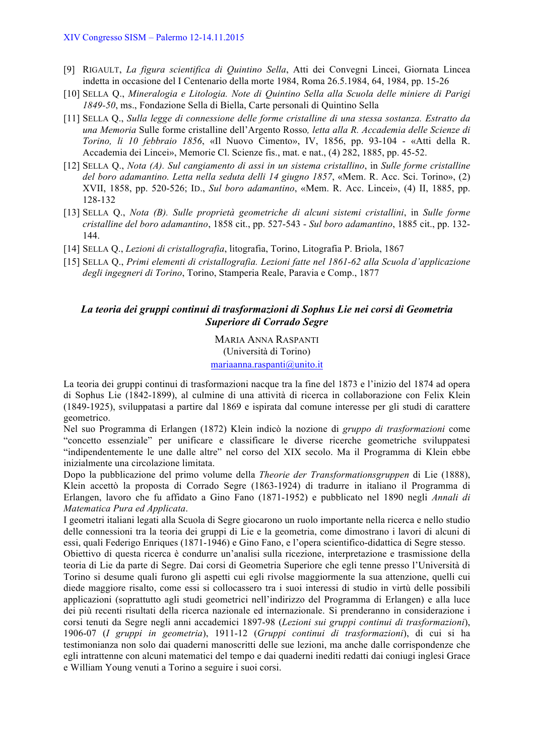- [9] RIGAULT, *La figura scientifica di Quintino Sella*, Atti dei Convegni Lincei, Giornata Lincea indetta in occasione del I Centenario della morte 1984, Roma 26.5.1984, 64, 1984, pp. 15-26
- [10] SELLA Q., *Mineralogia e Litologia. Note di Quintino Sella alla Scuola delle miniere di Parigi 1849-50*, ms., Fondazione Sella di Biella, Carte personali di Quintino Sella
- [11] SELLA Q., *Sulla legge di connessione delle forme cristalline di una stessa sostanza. Estratto da una Memoria* Sulle forme cristalline dell'Argento Rosso*, letta alla R. Accademia delle Scienze di Torino, li 10 febbraio 1856*, «Il Nuovo Cimento», IV, 1856, pp. 93-104 - «Atti della R. Accademia dei Lincei», Memorie Cl. Scienze fis., mat. e nat., (4) 282, 1885, pp. 45-52.
- [12] SELLA Q., *Nota (A). Sul cangiamento di assi in un sistema cristallino*, in *Sulle forme cristalline del boro adamantino. Letta nella seduta delli 14 giugno 1857*, «Mem. R. Acc. Sci. Torino», (2) XVII, 1858, pp. 520-526; ID., *Sul boro adamantino*, «Mem. R. Acc. Lincei», (4) II, 1885, pp. 128-132
- [13] SELLA Q., *Nota (B). Sulle proprietà geometriche di alcuni sistemi cristallini*, in *Sulle forme cristalline del boro adamantino*, 1858 cit., pp. 527-543 - *Sul boro adamantino*, 1885 cit., pp. 132-144.
- [14] SELLA Q., *Lezioni di cristallografia*, litografia, Torino, Litografia P. Briola, 1867
- [15] SELLA Q., *Primi elementi di cristallografia. Lezioni fatte nel 1861-62 alla Scuola d'applicazione degli ingegneri di Torino*, Torino, Stamperia Reale, Paravia e Comp., 1877

## *La teoria dei gruppi continui di trasformazioni di Sophus Lie nei corsi di Geometria Superiore di Corrado Segre*

MARIA ANNA RASPANTI
(Università di Torino)
mariaanna.raspanti@unito.it

La teoria dei gruppi continui di trasformazioni nacque tra la fine del 1873 e l'inizio del 1874 ad opera di Sophus Lie (1842-1899), al culmine di una attività di ricerca in collaborazione con Felix Klein (1849-1925), sviluppatasi a partire dal 1869 e ispirata dal comune interesse per gli studi di carattere geometrico.

Nel suo Programma di Erlangen (1872) Klein indicò la nozione di *gruppo di trasformazioni* come "concetto essenziale" per unificare e classificare le diverse ricerche geometriche sviluppatesi "indipendentemente le une dalle altre" nel corso del XIX secolo. Ma il Programma di Klein ebbe inizialmente una circolazione limitata.

Dopo la pubblicazione del primo volume della *Theorie der Transformationsgruppen* di Lie (1888), Klein accettò la proposta di Corrado Segre (1863-1924) di tradurre in italiano il Programma di Erlangen, lavoro che fu affidato a Gino Fano (1871-1952) e pubblicato nel 1890 negli *Annali di Matematica Pura ed Applicata*.

I geometri italiani legati alla Scuola di Segre giocarono un ruolo importante nella ricerca e nello studio delle connessioni tra la teoria dei gruppi di Lie e la geometria, come dimostrano i lavori di alcuni di essi, quali Federigo Enriques (1871-1946) e Gino Fano, e l'opera scientifico-didattica di Segre stesso.

Obiettivo di questa ricerca è condurre un'analisi sulla ricezione, interpretazione e trasmissione della teoria di Lie da parte di Segre. Dai corsi di Geometria Superiore che egli tenne presso l'Università di Torino si desume quali furono gli aspetti cui egli rivolse maggiormente la sua attenzione, quelli cui diede maggiore risalto, come essi si collocassero tra i suoi interessi di studio in virtù delle possibili applicazioni (soprattutto agli studi geometrici nell'indirizzo del Programma di Erlangen) e alla luce dei più recenti risultati della ricerca nazionale ed internazionale. Si prenderanno in considerazione i corsi tenuti da Segre negli anni accademici 1897-98 (*Lezioni sui gruppi continui di trasformazioni*), 1906-07 (*I gruppi in geometria*), 1911-12 (*Gruppi continui di trasformazioni*), di cui si ha testimonianza non solo dai quaderni manoscritti delle sue lezioni, ma anche dalle corrispondenze che egli intrattenne con alcuni matematici del tempo e dai quaderni inediti redatti dai coniugi inglesi Grace e William Young venuti a Torino a seguire i suoi corsi.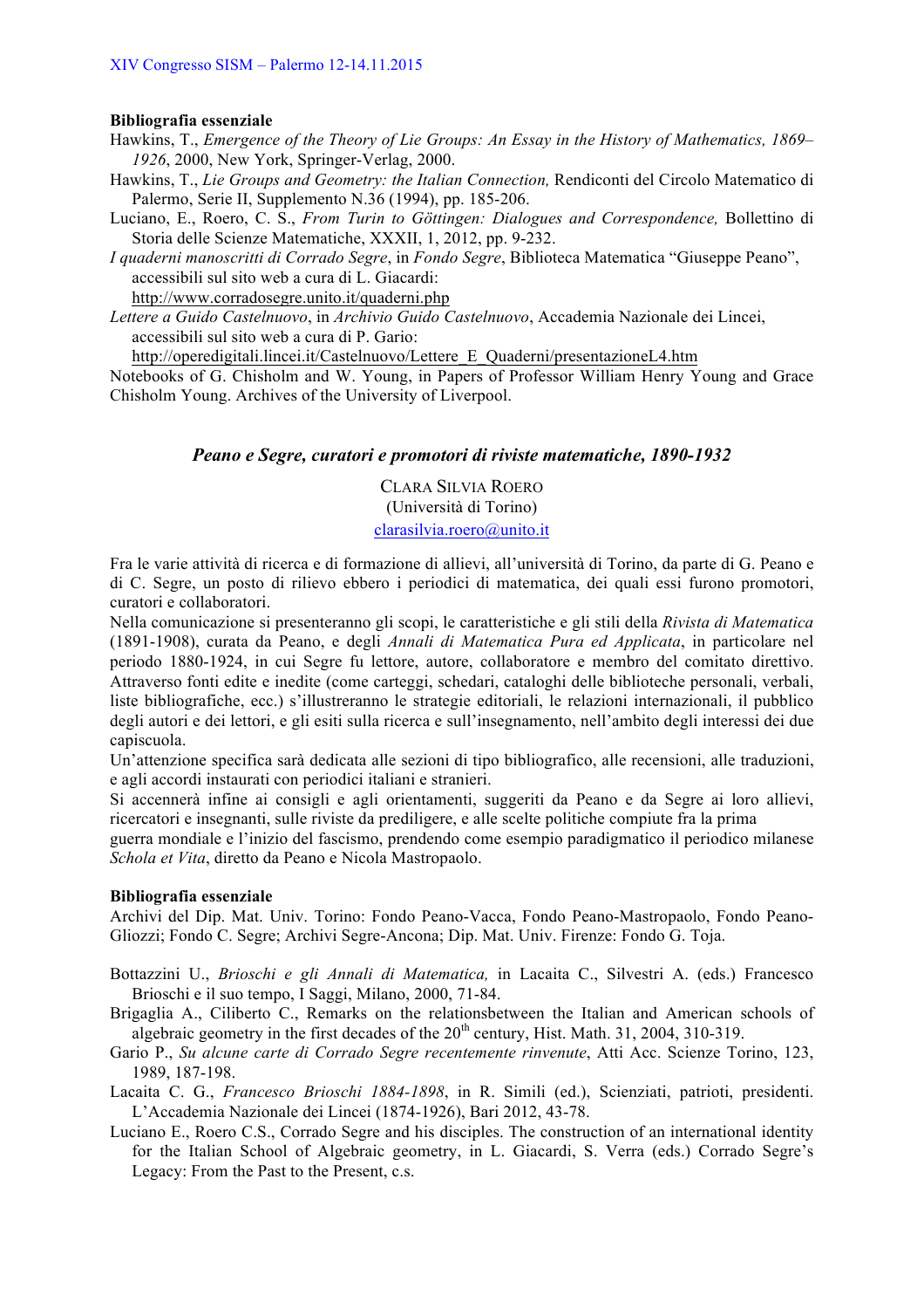**Bibliografia essenziale**

Hawkins, T., *Emergence of the Theory of Lie Groups: An Essay in the History of Mathematics, 1869–1926*, 2000, New York, Springer-Verlag, 2000.

Hawkins, T., *Lie Groups and Geometry: the Italian Connection,* Rendiconti del Circolo Matematico di Palermo, Serie II, Supplemento N.36 (1994), pp. 185-206.

Luciano, E., Roero, C. S., *From Turin to Göttingen: Dialogues and Correspondence,* Bollettino di Storia delle Scienze Matematiche, XXXII, 1, 2012, pp. 9-232.

*I quaderni manoscritti di Corrado Segre*, in *Fondo Segre*, Biblioteca Matematica "Giuseppe Peano", accessibili sul sito web a cura di L. Giacardi: http://www.corradosegre.unito.it/quaderni.php

*Lettere a Guido Castelnuovo*, in *Archivio Guido Castelnuovo*, Accademia Nazionale dei Lincei, accessibili sul sito web a cura di P. Gario: http://operedigitali.lincei.it/Castelnuovo/Lettere_E_Quaderni/presentazioneL4.htm

Notebooks of G. Chisholm and W. Young, in Papers of Professor William Henry Young and Grace Chisholm Young. Archives of the University of Liverpool.

## *Peano e Segre, curatori e promotori di riviste matematiche, 1890-1932*

CLARA SILVIA ROERO
(Università di Torino)
clarasilvia.roero@unito.it

Fra le varie attività di ricerca e di formazione di allievi, all'università di Torino, da parte di G. Peano e di C. Segre, un posto di rilievo ebbero i periodici di matematica, dei quali essi furono promotori, curatori e collaboratori.

Nella comunicazione si presenteranno gli scopi, le caratteristiche e gli stili della *Rivista di Matematica* (1891-1908), curata da Peano, e degli *Annali di Matematica Pura ed Applicata*, in particolare nel periodo 1880-1924, in cui Segre fu lettore, autore, collaboratore e membro del comitato direttivo. Attraverso fonti edite e inedite (come carteggi, schedari, cataloghi delle biblioteche personali, verbali, liste bibliografiche, ecc.) s'illustreranno le strategie editoriali, le relazioni internazionali, il pubblico degli autori e dei lettori, e gli esiti sulla ricerca e sull'insegnamento, nell'ambito degli interessi dei due capiscuola.

Un'attenzione specifica sarà dedicata alle sezioni di tipo bibliografico, alle recensioni, alle traduzioni, e agli accordi instaurati con periodici italiani e stranieri.

Si accennerà infine ai consigli e agli orientamenti, suggeriti da Peano e da Segre ai loro allievi, ricercatori e insegnanti, sulle riviste da prediligere, e alle scelte politiche compiute fra la prima guerra mondiale e l'inizio del fascismo, prendendo come esempio paradigmatico il periodico milanese *Schola et Vita*, diretto da Peano e Nicola Mastropaolo.

**Bibliografia essenziale**

Archivi del Dip. Mat. Univ. Torino: Fondo Peano-Vacca, Fondo Peano-Mastropaolo, Fondo Peano-Gliozzi; Fondo C. Segre; Archivi Segre-Ancona; Dip. Mat. Univ. Firenze: Fondo G. Toja.

Bottazzini U., *Brioschi e gli Annali di Matematica,* in Lacaita C., Silvestri A. (eds.) Francesco Brioschi e il suo tempo, I Saggi, Milano, 2000, 71-84.

Brigaglia A., Ciliberto C., Remarks on the relationsbetween the Italian and American schools of algebraic geometry in the first decades of the 20th century, Hist. Math. 31, 2004, 310-319.

Gario P., *Su alcune carte di Corrado Segre recentemente rinvenute*, Atti Acc. Scienze Torino, 123, 1989, 187-198.

Lacaita C. G., *Francesco Brioschi 1884-1898*, in R. Simili (ed.), Scienziati, patrioti, presidenti. L'Accademia Nazionale dei Lincei (1874-1926), Bari 2012, 43-78.

Luciano E., Roero C.S., Corrado Segre and his disciples. The construction of an international identity for the Italian School of Algebraic geometry, in L. Giacardi, S. Verra (eds.) Corrado Segre's Legacy: From the Past to the Present, c.s.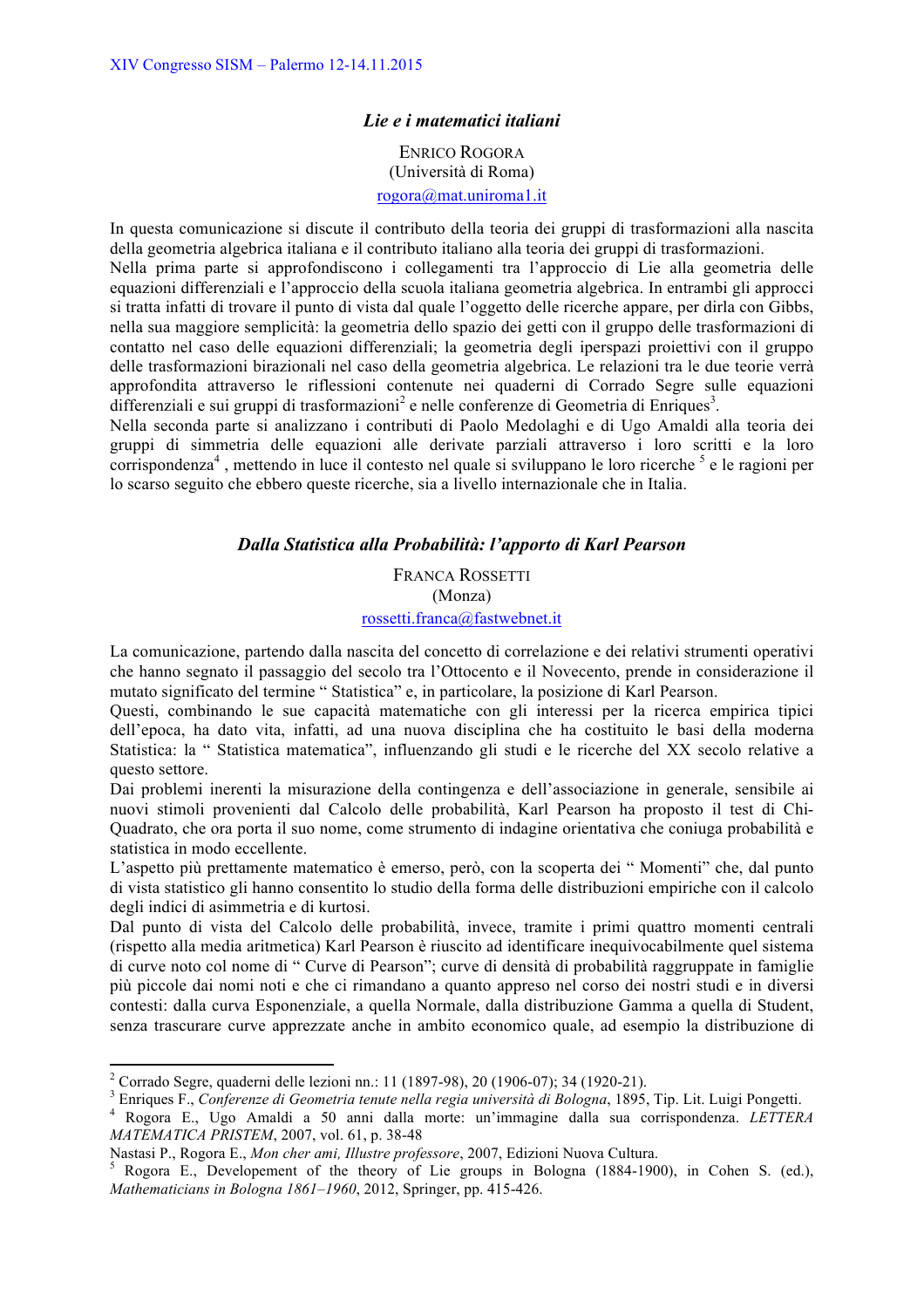## *Lie e i matematici italiani*

ENRICO ROGORA
(Università di Roma)
rogora@mat.uniroma1.it

In questa comunicazione si discute il contributo della teoria dei gruppi di trasformazioni alla nascita della geometria algebrica italiana e il contributo italiano alla teoria dei gruppi di trasformazioni.
Nella prima parte si approfondiscono i collegamenti tra l'approccio di Lie alla geometria delle equazioni differenziali e l'approccio della scuola italiana geometria algebrica. In entrambi gli approcci si tratta infatti di trovare il punto di vista dal quale l'oggetto delle ricerche appare, per dirla con Gibbs, nella sua maggiore semplicità: la geometria dello spazio dei getti con il gruppo delle trasformazioni di contatto nel caso delle equazioni differenziali; la geometria degli iperspazi proiettivi con il gruppo delle trasformazioni birazionali nel caso della geometria algebrica. Le relazioni tra le due teorie verrà approfondita attraverso le riflessioni contenute nei quaderni di Corrado Segre sulle equazioni differenziali e sui gruppi di trasformazioni[2] e nelle conferenze di Geometria di Enriques[3].
Nella seconda parte si analizzano i contributi di Paolo Medolaghi e di Ugo Amaldi alla teoria dei gruppi di simmetria delle equazioni alle derivate parziali attraverso i loro scritti e la loro corrispondenza[4], mettendo in luce il contesto nel quale si sviluppano le loro ricerche [5] e le ragioni per lo scarso seguito che ebbero queste ricerche, sia a livello internazionale che in Italia.

## *Dalla Statistica alla Probabilità: l'apporto di Karl Pearson*

FRANCA ROSSETTI
(Monza)
rossetti.franca@fastwebnet.it

La comunicazione, partendo dalla nascita del concetto di correlazione e dei relativi strumenti operativi che hanno segnato il passaggio del secolo tra l'Ottocento e il Novecento, prende in considerazione il mutato significato del termine " Statistica" e, in particolare, la posizione di Karl Pearson.
Questi, combinando le sue capacità matematiche con gli interessi per la ricerca empirica tipici dell'epoca, ha dato vita, infatti, ad una nuova disciplina che ha costituito le basi della moderna Statistica: la " Statistica matematica", influenzando gli studi e le ricerche del XX secolo relative a questo settore.
Dai problemi inerenti la misurazione della contingenza e dell'associazione in generale, sensibile ai nuovi stimoli provenienti dal Calcolo delle probabilità, Karl Pearson ha proposto il test di Chi-Quadrato, che ora porta il suo nome, come strumento di indagine orientativa che coniuga probabilità e statistica in modo eccellente.
L'aspetto più prettamente matematico è emerso, però, con la scoperta dei " Momenti" che, dal punto di vista statistico gli hanno consentito lo studio della forma delle distribuzioni empiriche con il calcolo degli indici di asimmetria e di kurtosi.
Dal punto di vista del Calcolo delle probabilità, invece, tramite i primi quattro momenti centrali (rispetto alla media aritmetica) Karl Pearson è riuscito ad identificare inequivocabilmente quel sistema di curve noto col nome di " Curve di Pearson"; curve di densità di probabilità raggruppate in famiglie più piccole dai nomi noti e che ci rimandano a quanto appreso nel corso dei nostri studi e in diversi contesti: dalla curva Esponenziale, a quella Normale, dalla distribuzione Gamma a quella di Student, senza trascurare curve apprezzate anche in ambito economico quale, ad esempio la distribuzione di

---

[2] Corrado Segre, quaderni delle lezioni nn.: 11 (1897-98), 20 (1906-07); 34 (1920-21).

[3] Enriques F., *Conferenze di Geometria tenute nella regia università di Bologna*, 1895, Tip. Lit. Luigi Pongetti.

[4] Rogora E., Ugo Amaldi a 50 anni dalla morte: un'immagine dalla sua corrispondenza. *LETTERA MATEMATICA PRISTEM*, 2007, vol. 61, p. 38-48
Nastasi P., Rogora E., *Mon cher ami, Illustre professore*, 2007, Edizioni Nuova Cultura.

[5] Rogora E., Developement of the theory of Lie groups in Bologna (1884-1900), in Cohen S. (ed.), *Mathematicians in Bologna 1861–1960*, 2012, Springer, pp. 415-426.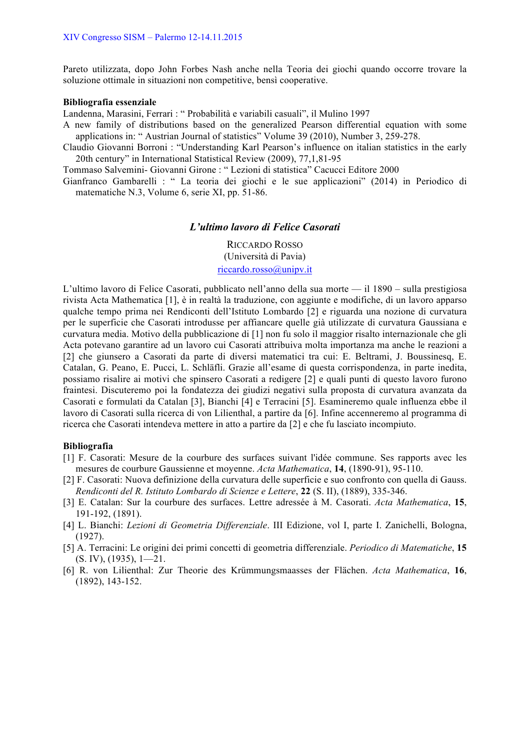Pareto utilizzata, dopo John Forbes Nash anche nella Teoria dei giochi quando occorre trovare la soluzione ottimale in situazioni non competitive, bensì cooperative.

**Bibliografia essenziale**

Landenna, Marasini, Ferrari : " Probabilità e variabili casuali", il Mulino 1997

A new family of distributions based on the generalized Pearson differential equation with some applications in: " Austrian Journal of statistics" Volume 39 (2010), Number 3, 259-278.

Claudio Giovanni Borroni : "Understanding Karl Pearson's influence on italian statistics in the early 20th century" in International Statistical Review (2009), 77,1,81-95

Tommaso Salvemini- Giovanni Girone : " Lezioni di statistica" Cacucci Editore 2000

Gianfranco Gambarelli : " La teoria dei giochi e le sue applicazioni" (2014) in Periodico di matematiche N.3, Volume 6, serie XI, pp. 51-86.

### *L'ultimo lavoro di Felice Casorati*

RICCARDO ROSSO
(Università di Pavia)
riccardo.rosso@unipv.it

L'ultimo lavoro di Felice Casorati, pubblicato nell'anno della sua morte — il 1890 – sulla prestigiosa rivista Acta Mathematica [1], è in realtà la traduzione, con aggiunte e modifiche, di un lavoro apparso qualche tempo prima nei Rendiconti dell'Istituto Lombardo [2] e riguarda una nozione di curvatura per le superficie che Casorati introdusse per affiancare quelle già utilizzate di curvatura Gaussiana e curvatura media. Motivo della pubblicazione di [1] non fu solo il maggior risalto internazionale che gli Acta potevano garantire ad un lavoro cui Casorati attribuiva molta importanza ma anche le reazioni a [2] che giunsero a Casorati da parte di diversi matematici tra cui: E. Beltrami, J. Boussinesq, E. Catalan, G. Peano, E. Pucci, L. Schläfli. Grazie all'esame di questa corrispondenza, in parte inedita, possiamo risalire ai motivi che spinsero Casorati a redigere [2] e quali punti di questo lavoro furono fraintesi. Discuteremo poi la fondatezza dei giudizi negativi sulla proposta di curvatura avanzata da Casorati e formulati da Catalan [3], Bianchi [4] e Terracini [5]. Esamineremo quale influenza ebbe il lavoro di Casorati sulla ricerca di von Lilienthal, a partire da [6]. Infine accenneremo al programma di ricerca che Casorati intendeva mettere in atto a partire da [2] e che fu lasciato incompiuto.

**Bibliografia**

[1] F. Casorati: Mesure de la courbure des surfaces suivant l'idée commune. Ses rapports avec les mesures de courbure Gaussienne et moyenne. *Acta Mathematica*, **14**, (1890-91), 95-110.

[2] F. Casorati: Nuova definizione della curvatura delle superficie e suo confronto con quella di Gauss. *Rendiconti del R. Istituto Lombardo di Scienze e Lettere*, **22** (S. II), (1889), 335-346.

[3] E. Catalan: Sur la courbure des surfaces. Lettre adressée à M. Casorati. *Acta Mathematica*, **15**, 191-192, (1891).

[4] L. Bianchi: *Lezioni di Geometria Differenziale*. III Edizione, vol I, parte I. Zanichelli, Bologna, (1927).

[5] A. Terracini: Le origini dei primi concetti di geometria differenziale. *Periodico di Matematiche*, **15** (S. IV), (1935), 1—21.

[6] R. von Lilienthal: Zur Theorie des Krümmungsmaasses der Flächen. *Acta Mathematica*, **16**, (1892), 143-152.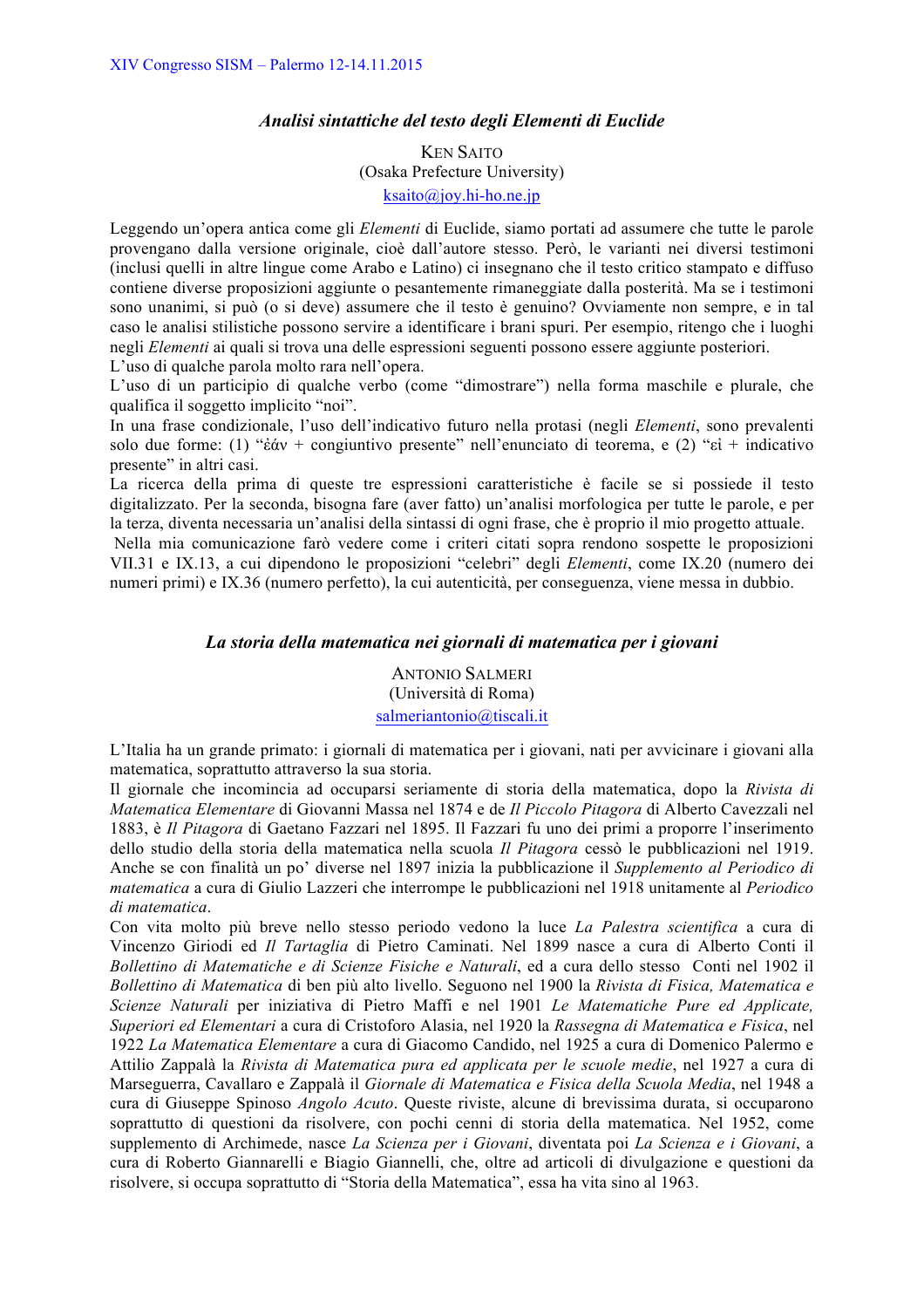### *Analisi sintattiche del testo degli Elementi di Euclide*

KEN SAITO
(Osaka Prefecture University)
ksaito@joy.hi-ho.ne.jp

Leggendo un'opera antica come gli *Elementi* di Euclide, siamo portati ad assumere che tutte le parole provengano dalla versione originale, cioè dall'autore stesso. Però, le varianti nei diversi testimoni (inclusi quelli in altre lingue come Arabo e Latino) ci insegnano che il testo critico stampato e diffuso contiene diverse proposizioni aggiunte o pesantemente rimaneggiate dalla posterità. Ma se i testimoni sono unanimi, si può (o si deve) assumere che il testo è genuino? Ovviamente non sempre, e in tal caso le analisi stilistiche possono servire a identificare i brani spuri. Per esempio, ritengo che i luoghi negli *Elementi* ai quali si trova una delle espressioni seguenti possono essere aggiunte posteriori.
L'uso di qualche parola molto rara nell'opera.
L'uso di un participio di qualche verbo (come "dimostrare") nella forma maschile e plurale, che qualifica il soggetto implicito "noi".
In una frase condizionale, l'uso dell'indicativo futuro nella protasi (negli *Elementi*, sono prevalenti solo due forme: (1) "ἐάν + congiuntivo presente" nell'enunciato di teorema, e (2) "εἰ + indicativo presente" in altri casi.
La ricerca della prima di queste tre espressioni caratteristiche è facile se si possiede il testo digitalizzato. Per la seconda, bisogna fare (aver fatto) un'analisi morfologica per tutte le parole, e per la terza, diventa necessaria un'analisi della sintassi di ogni frase, che è proprio il mio progetto attuale.
Nella mia comunicazione farò vedere come i criteri citati sopra rendono sospette le proposizioni VII.31 e IX.13, a cui dipendono le proposizioni "celebri" degli *Elementi*, come IX.20 (numero dei numeri primi) e IX.36 (numero perfetto), la cui autenticità, per conseguenza, viene messa in dubbio.

### *La storia della matematica nei giornali di matematica per i giovani*

ANTONIO SALMERI
(Università di Roma)
salmeriantonio@tiscali.it

L'Italia ha un grande primato: i giornali di matematica per i giovani, nati per avvicinare i giovani alla matematica, soprattutto attraverso la sua storia.
Il giornale che incomincia ad occuparsi seriamente di storia della matematica, dopo la *Rivista di Matematica Elementare* di Giovanni Massa nel 1874 e de *Il Piccolo Pitagora* di Alberto Cavezzali nel 1883, è *Il Pitagora* di Gaetano Fazzari nel 1895. Il Fazzari fu uno dei primi a proporre l'inserimento dello studio della storia della matematica nella scuola *Il Pitagora* cessò le pubblicazioni nel 1919. Anche se con finalità un po' diverse nel 1897 inizia la pubblicazione il *Supplemento al Periodico di matematica* a cura di Giulio Lazzeri che interrompe le pubblicazioni nel 1918 unitamente al *Periodico di matematica*.
Con vita molto più breve nello stesso periodo vedono la luce *La Palestra scientifica* a cura di Vincenzo Giriodi ed *Il Tartaglia* di Pietro Caminati. Nel 1899 nasce a cura di Alberto Conti il *Bollettino di Matematiche e di Scienze Fisiche e Naturali*, ed a cura dello stesso Conti nel 1902 il *Bollettino di Matematica* di ben più alto livello. Seguono nel 1900 la *Rivista di Fisica, Matematica e Scienze Naturali* per iniziativa di Pietro Maffi e nel 1901 *Le Matematiche Pure ed Applicate, Superiori ed Elementari* a cura di Cristoforo Alasia, nel 1920 la *Rassegna di Matematica e Fisica*, nel 1922 *La Matematica Elementare* a cura di Giacomo Candido, nel 1925 a cura di Domenico Palermo e Attilio Zappalà la *Rivista di Matematica pura ed applicata per le scuole medie*, nel 1927 a cura di Marseguerra, Cavallaro e Zappalà il *Giornale di Matematica e Fisica della Scuola Media*, nel 1948 a cura di Giuseppe Spinoso *Angolo Acuto*. Queste riviste, alcune di brevissima durata, si occuparono soprattutto di questioni da risolvere, con pochi cenni di storia della matematica. Nel 1952, come supplemento di Archimede, nasce *La Scienza per i Giovani*, diventata poi *La Scienza e i Giovani*, a cura di Roberto Giannarelli e Biagio Giannelli, che, oltre ad articoli di divulgazione e questioni da risolvere, si occupa soprattutto di "Storia della Matematica", essa ha vita sino al 1963.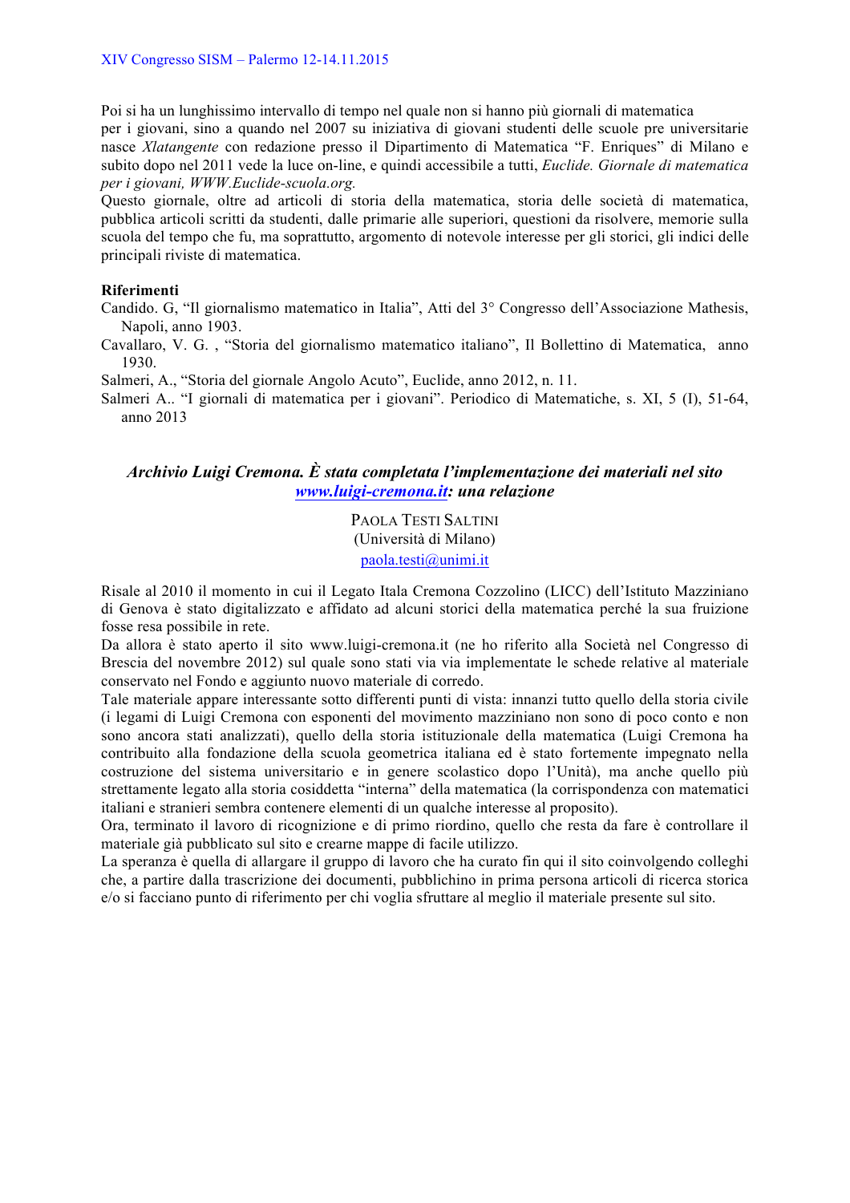Poi si ha un lunghissimo intervallo di tempo nel quale non si hanno più giornali di matematica per i giovani, sino a quando nel 2007 su iniziativa di giovani studenti delle scuole pre universitarie nasce *Xlatangente* con redazione presso il Dipartimento di Matematica "F. Enriques" di Milano e subito dopo nel 2011 vede la luce on-line, e quindi accessibile a tutti, *Euclide. Giornale di matematica per i giovani, WWW.Euclide-scuola.org.*

Questo giornale, oltre ad articoli di storia della matematica, storia delle società di matematica, pubblica articoli scritti da studenti, dalle primarie alle superiori, questioni da risolvere, memorie sulla scuola del tempo che fu, ma soprattutto, argomento di notevole interesse per gli storici, gli indici delle principali riviste di matematica.

**Riferimenti**

Candido. G, "Il giornalismo matematico in Italia", Atti del 3° Congresso dell'Associazione Mathesis, Napoli, anno 1903.

Cavallaro, V. G. , "Storia del giornalismo matematico italiano", Il Bollettino di Matematica, anno 1930.

Salmeri, A., "Storia del giornale Angolo Acuto", Euclide, anno 2012, n. 11.

Salmeri A.. "I giornali di matematica per i giovani". Periodico di Matematiche, s. XI, 5 (I), 51-64, anno 2013

## *Archivio Luigi Cremona. È stata completata l'implementazione dei materiali nel sito www.luigi-cremona.it: una relazione*

PAOLA TESTI SALTINI
(Università di Milano)
paola.testi@unimi.it

Risale al 2010 il momento in cui il Legato Itala Cremona Cozzolino (LICC) dell'Istituto Mazziniano di Genova è stato digitalizzato e affidato ad alcuni storici della matematica perché la sua fruizione fosse resa possibile in rete.

Da allora è stato aperto il sito www.luigi-cremona.it (ne ho riferito alla Società nel Congresso di Brescia del novembre 2012) sul quale sono stati via via implementate le schede relative al materiale conservato nel Fondo e aggiunto nuovo materiale di corredo.

Tale materiale appare interessante sotto differenti punti di vista: innanzi tutto quello della storia civile (i legami di Luigi Cremona con esponenti del movimento mazziniano non sono di poco conto e non sono ancora stati analizzati), quello della storia istituzionale della matematica (Luigi Cremona ha contribuito alla fondazione della scuola geometrica italiana ed è stato fortemente impegnato nella costruzione del sistema universitario e in genere scolastico dopo l'Unità), ma anche quello più strettamente legato alla storia cosiddetta "interna" della matematica (la corrispondenza con matematici italiani e stranieri sembra contenere elementi di un qualche interesse al proposito).

Ora, terminato il lavoro di ricognizione e di primo riordino, quello che resta da fare è controllare il materiale già pubblicato sul sito e crearne mappe di facile utilizzo.

La speranza è quella di allargare il gruppo di lavoro che ha curato fin qui il sito coinvolgendo colleghi che, a partire dalla trascrizione dei documenti, pubblichino in prima persona articoli di ricerca storica e/o si facciano punto di riferimento per chi voglia sfruttare al meglio il materiale presente sul sito.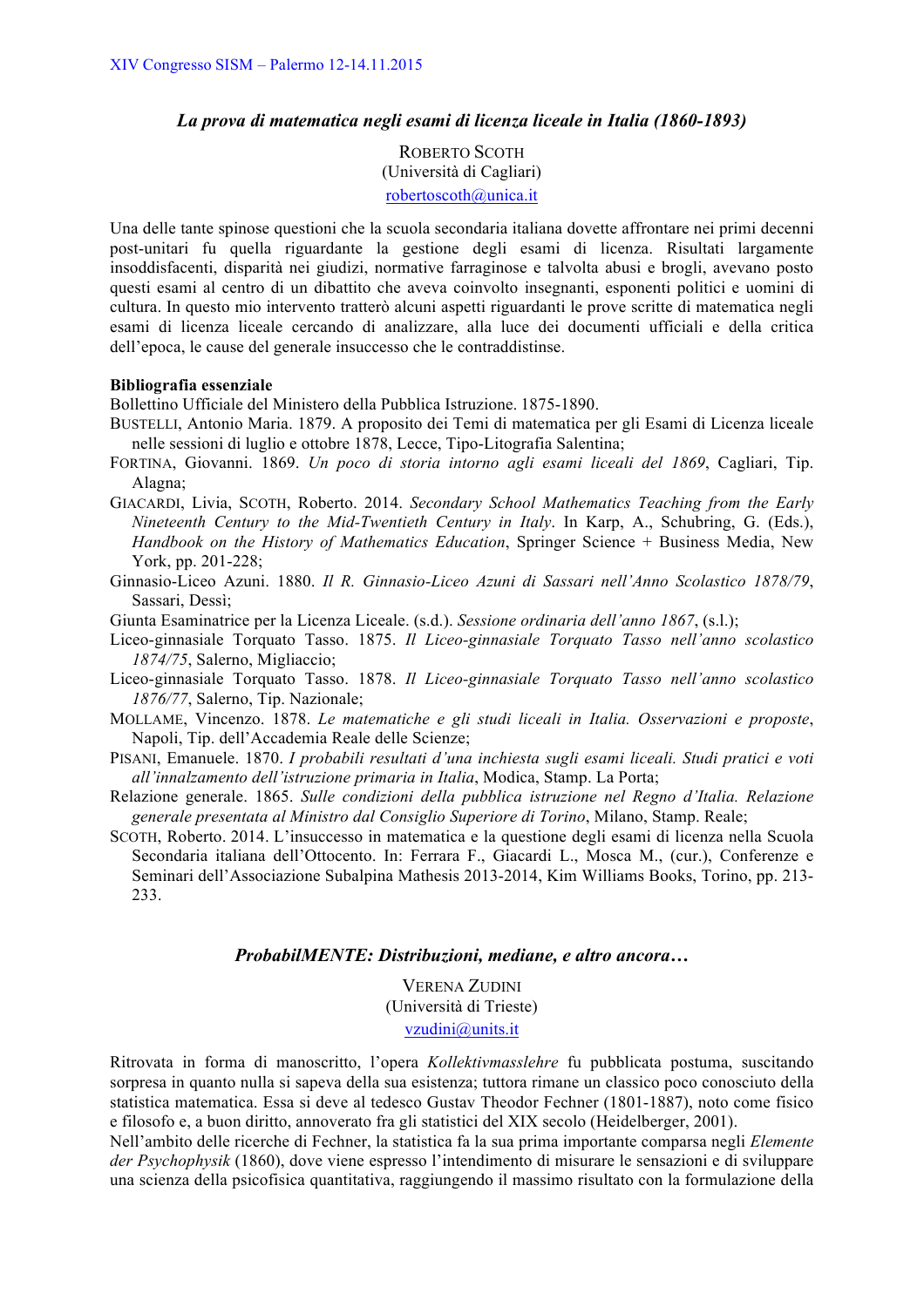### *La prova di matematica negli esami di licenza liceale in Italia (1860-1893)*

ROBERTO SCOTH
(Università di Cagliari)
robertoscoth@unica.it

Una delle tante spinose questioni che la scuola secondaria italiana dovette affrontare nei primi decenni post-unitari fu quella riguardante la gestione degli esami di licenza. Risultati largamente insoddisfacenti, disparità nei giudizi, normative farraginose e talvolta abusi e brogli, avevano posto questi esami al centro di un dibattito che aveva coinvolto insegnanti, esponenti politici e uomini di cultura. In questo mio intervento tratterò alcuni aspetti riguardanti le prove scritte di matematica negli esami di licenza liceale cercando di analizzare, alla luce dei documenti ufficiali e della critica dell'epoca, le cause del generale insuccesso che le contraddistinse.

**Bibliografia essenziale**

Bollettino Ufficiale del Ministero della Pubblica Istruzione. 1875-1890.

BUSTELLI, Antonio Maria. 1879. A proposito dei Temi di matematica per gli Esami di Licenza liceale nelle sessioni di luglio e ottobre 1878, Lecce, Tipo-Litografia Salentina;

FORTINA, Giovanni. 1869. *Un poco di storia intorno agli esami liceali del 1869*, Cagliari, Tip. Alagna;

GIACARDI, Livia, SCOTH, Roberto. 2014. *Secondary School Mathematics Teaching from the Early Nineteenth Century to the Mid-Twentieth Century in Italy*. In Karp, A., Schubring, G. (Eds.), *Handbook on the History of Mathematics Education*, Springer Science + Business Media, New York, pp. 201-228;

Ginnasio-Liceo Azuni. 1880. *Il R. Ginnasio-Liceo Azuni di Sassari nell'Anno Scolastico 1878/79*, Sassari, Dessì;

Giunta Esaminatrice per la Licenza Liceale. (s.d.). *Sessione ordinaria dell'anno 1867*, (s.l.);

Liceo-ginnasiale Torquato Tasso. 1875. *Il Liceo-ginnasiale Torquato Tasso nell'anno scolastico 1874/75*, Salerno, Migliaccio;

Liceo-ginnasiale Torquato Tasso. 1878. *Il Liceo-ginnasiale Torquato Tasso nell'anno scolastico 1876/77*, Salerno, Tip. Nazionale;

MOLLAME, Vincenzo. 1878. *Le matematiche e gli studi liceali in Italia. Osservazioni e proposte*, Napoli, Tip. dell'Accademia Reale delle Scienze;

PISANI, Emanuele. 1870. *I probabili resultati d'una inchiesta sugli esami liceali. Studi pratici e voti all'innalzamento dell'istruzione primaria in Italia*, Modica, Stamp. La Porta;

Relazione generale. 1865. *Sulle condizioni della pubblica istruzione nel Regno d'Italia. Relazione generale presentata al Ministro dal Consiglio Superiore di Torino*, Milano, Stamp. Reale;

SCOTH, Roberto. 2014. L'insuccesso in matematica e la questione degli esami di licenza nella Scuola Secondaria italiana dell'Ottocento. In: Ferrara F., Giacardi L., Mosca M., (cur.), Conferenze e Seminari dell'Associazione Subalpina Mathesis 2013-2014, Kim Williams Books, Torino, pp. 213-233.

### *ProbabilMENTE: Distribuzioni, mediane, e altro ancora…*

VERENA ZUDINI
(Università di Trieste)
vzudini@units.it

Ritrovata in forma di manoscritto, l'opera *Kollektivmasslehre* fu pubblicata postuma, suscitando sorpresa in quanto nulla si sapeva della sua esistenza; tuttora rimane un classico poco conosciuto della statistica matematica. Essa si deve al tedesco Gustav Theodor Fechner (1801-1887), noto come fisico e filosofo e, a buon diritto, annoverato fra gli statistici del XIX secolo (Heidelberger, 2001).

Nell'ambito delle ricerche di Fechner, la statistica fa la sua prima importante comparsa negli *Elemente der Psychophysik* (1860), dove viene espresso l'intendimento di misurare le sensazioni e di sviluppare una scienza della psicofisica quantitativa, raggiungendo il massimo risultato con la formulazione della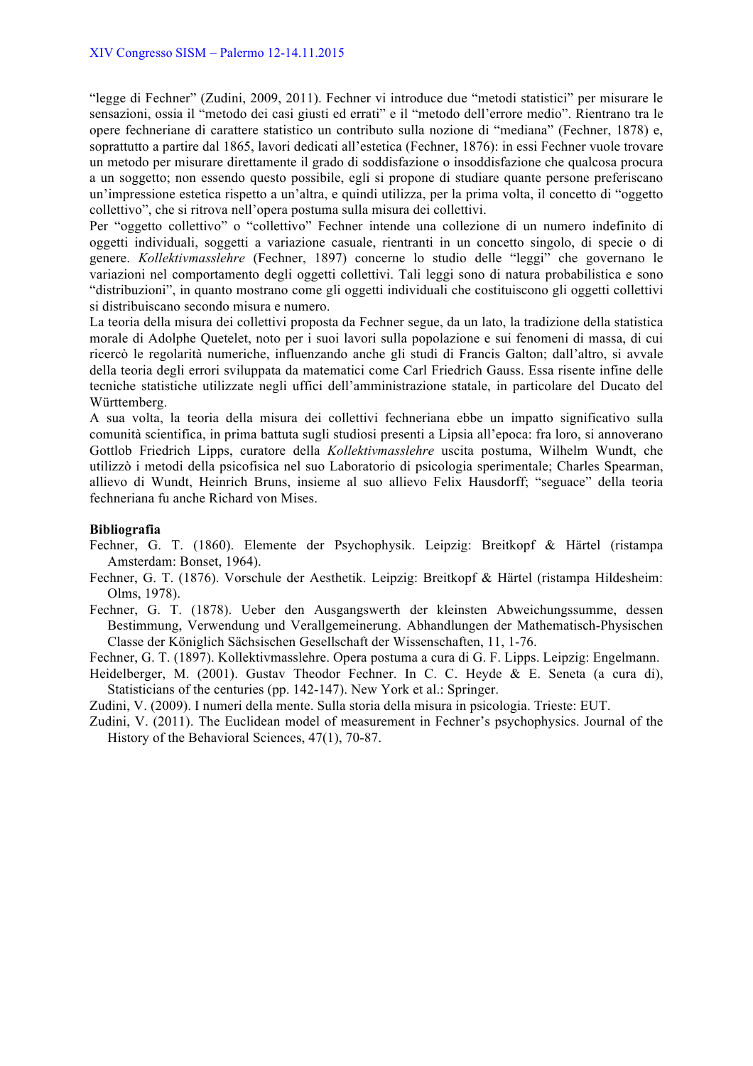"legge di Fechner" (Zudini, 2009, 2011). Fechner vi introduce due "metodi statistici" per misurare le sensazioni, ossia il "metodo dei casi giusti ed errati" e il "metodo dell'errore medio". Rientrano tra le opere fechneriane di carattere statistico un contributo sulla nozione di "mediana" (Fechner, 1878) e, soprattutto a partire dal 1865, lavori dedicati all'estetica (Fechner, 1876): in essi Fechner vuole trovare un metodo per misurare direttamente il grado di soddisfazione o insoddisfazione che qualcosa procura a un soggetto; non essendo questo possibile, egli si propone di studiare quante persone preferiscano un'impressione estetica rispetto a un'altra, e quindi utilizza, per la prima volta, il concetto di "oggetto collettivo", che si ritrova nell'opera postuma sulla misura dei collettivi.

Per "oggetto collettivo" o "collettivo" Fechner intende una collezione di un numero indefinito di oggetti individuali, soggetti a variazione casuale, rientranti in un concetto singolo, di specie o di genere. *Kollektivmasslehre* (Fechner, 1897) concerne lo studio delle "leggi" che governano le variazioni nel comportamento degli oggetti collettivi. Tali leggi sono di natura probabilistica e sono "distribuzioni", in quanto mostrano come gli oggetti individuali che costituiscono gli oggetti collettivi si distribuiscano secondo misura e numero.

La teoria della misura dei collettivi proposta da Fechner segue, da un lato, la tradizione della statistica morale di Adolphe Quetelet, noto per i suoi lavori sulla popolazione e sui fenomeni di massa, di cui ricercò le regolarità numeriche, influenzando anche gli studi di Francis Galton; dall'altro, si avvale della teoria degli errori sviluppata da matematici come Carl Friedrich Gauss. Essa risente infine delle tecniche statistiche utilizzate negli uffici dell'amministrazione statale, in particolare del Ducato del Württemberg.

A sua volta, la teoria della misura dei collettivi fechneriana ebbe un impatto significativo sulla comunità scientifica, in prima battuta sugli studiosi presenti a Lipsia all'epoca: fra loro, si annoverano Gottlob Friedrich Lipps, curatore della *Kollektivmasslehre* uscita postuma, Wilhelm Wundt, che utilizzò i metodi della psicofisica nel suo Laboratorio di psicologia sperimentale; Charles Spearman, allievo di Wundt, Heinrich Bruns, insieme al suo allievo Felix Hausdorff; "seguace" della teoria fechneriana fu anche Richard von Mises.

**Bibliografia**

Fechner, G. T. (1860). Elemente der Psychophysik. Leipzig: Breitkopf & Härtel (ristampa Amsterdam: Bonset, 1964).

Fechner, G. T. (1876). Vorschule der Aesthetik. Leipzig: Breitkopf & Härtel (ristampa Hildesheim: Olms, 1978).

Fechner, G. T. (1878). Ueber den Ausgangswerth der kleinsten Abweichungssumme, dessen Bestimmung, Verwendung und Verallgemeinerung. Abhandlungen der Mathematisch-Physischen Classe der Königlich Sächsischen Gesellschaft der Wissenschaften, 11, 1-76.

Fechner, G. T. (1897). Kollektivmasslehre. Opera postuma a cura di G. F. Lipps. Leipzig: Engelmann.

Heidelberger, M. (2001). Gustav Theodor Fechner. In C. C. Heyde & E. Seneta (a cura di), Statisticians of the centuries (pp. 142-147). New York et al.: Springer.

Zudini, V. (2009). I numeri della mente. Sulla storia della misura in psicologia. Trieste: EUT.

Zudini, V. (2011). The Euclidean model of measurement in Fechner's psychophysics. Journal of the History of the Behavioral Sciences, 47(1), 70-87.